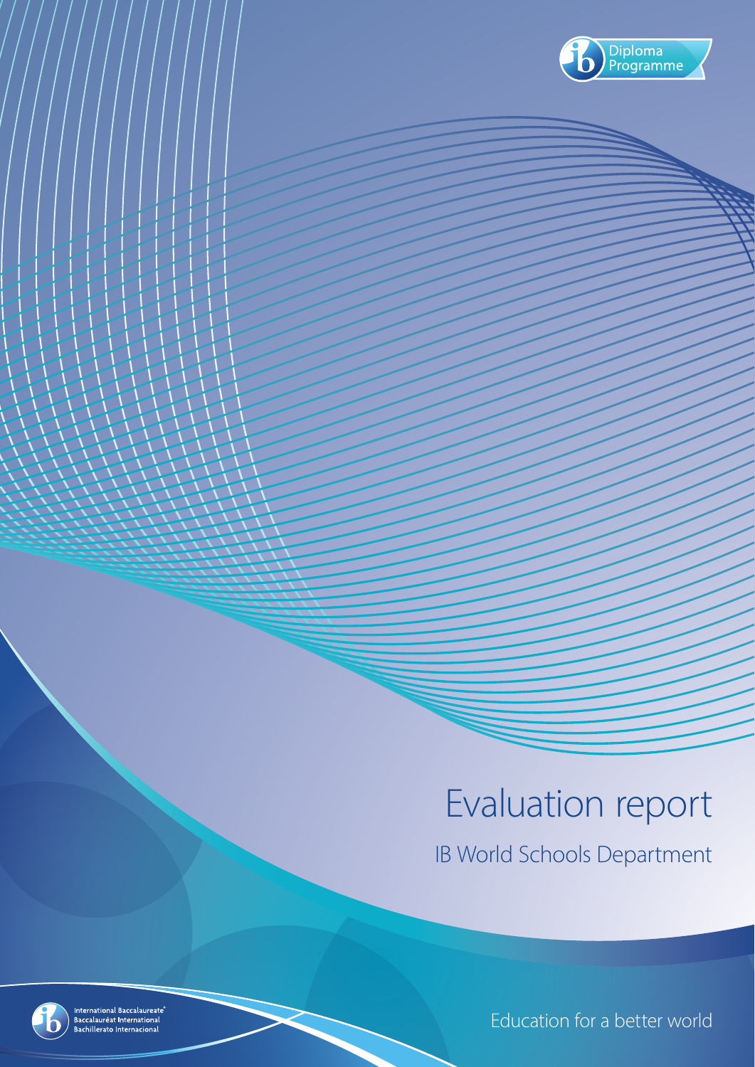Diploma Programme

# Evaluation report

## IB World Schools Department

International Baccalaureate®
Baccalauréat International
Bachillerato Internacional

Education for a better world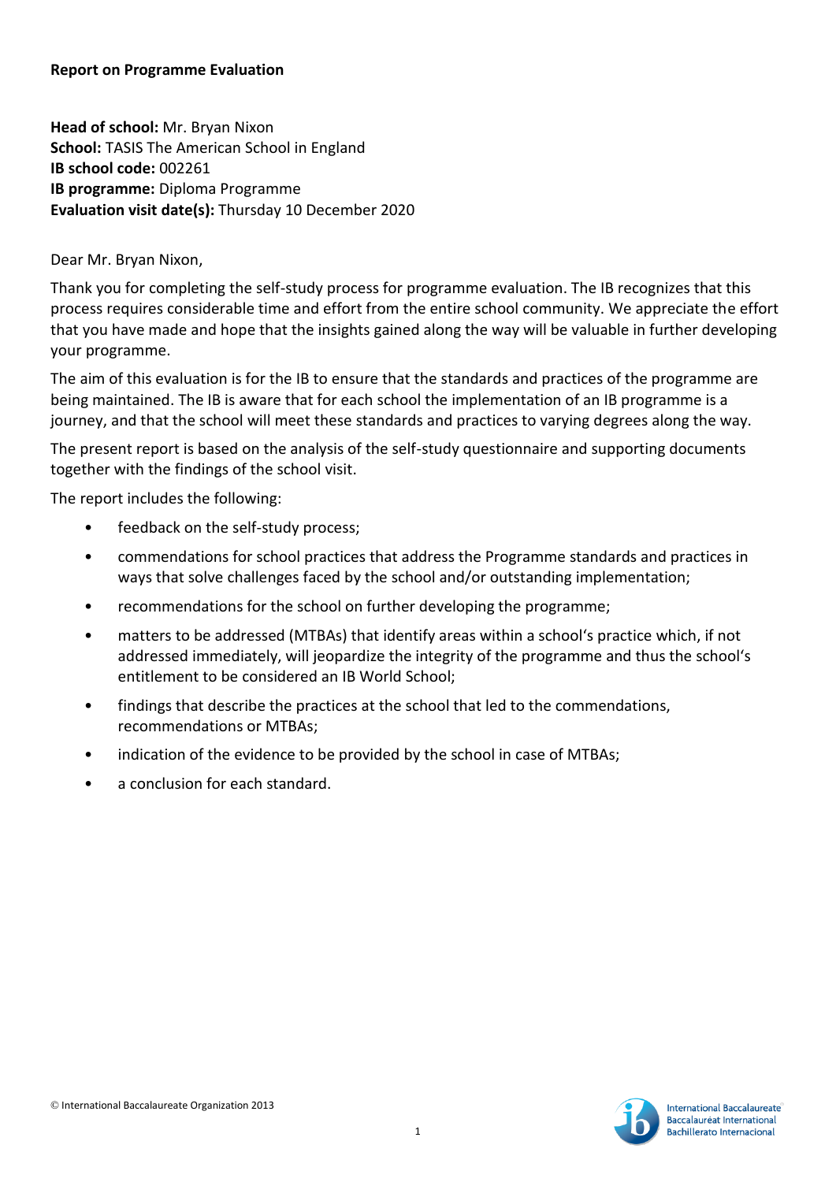**Report on Programme Evaluation**

**Head of school:** Mr. Bryan Nixon
**School:** TASIS The American School in England
**IB school code:** 002261
**IB programme:** Diploma Programme
**Evaluation visit date(s):** Thursday 10 December 2020

Dear Mr. Bryan Nixon,

Thank you for completing the self-study process for programme evaluation. The IB recognizes that this process requires considerable time and effort from the entire school community. We appreciate the effort that you have made and hope that the insights gained along the way will be valuable in further developing your programme.

The aim of this evaluation is for the IB to ensure that the standards and practices of the programme are being maintained. The IB is aware that for each school the implementation of an IB programme is a journey, and that the school will meet these standards and practices to varying degrees along the way.

The present report is based on the analysis of the self-study questionnaire and supporting documents together with the findings of the school visit.

The report includes the following:

- feedback on the self-study process;
- commendations for school practices that address the Programme standards and practices in ways that solve challenges faced by the school and/or outstanding implementation;
- recommendations for the school on further developing the programme;
- matters to be addressed (MTBAs) that identify areas within a school's practice which, if not addressed immediately, will jeopardize the integrity of the programme and thus the school's entitlement to be considered an IB World School;
- findings that describe the practices at the school that led to the commendations, recommendations or MTBAs;
- indication of the evidence to be provided by the school in case of MTBAs;
- a conclusion for each standard.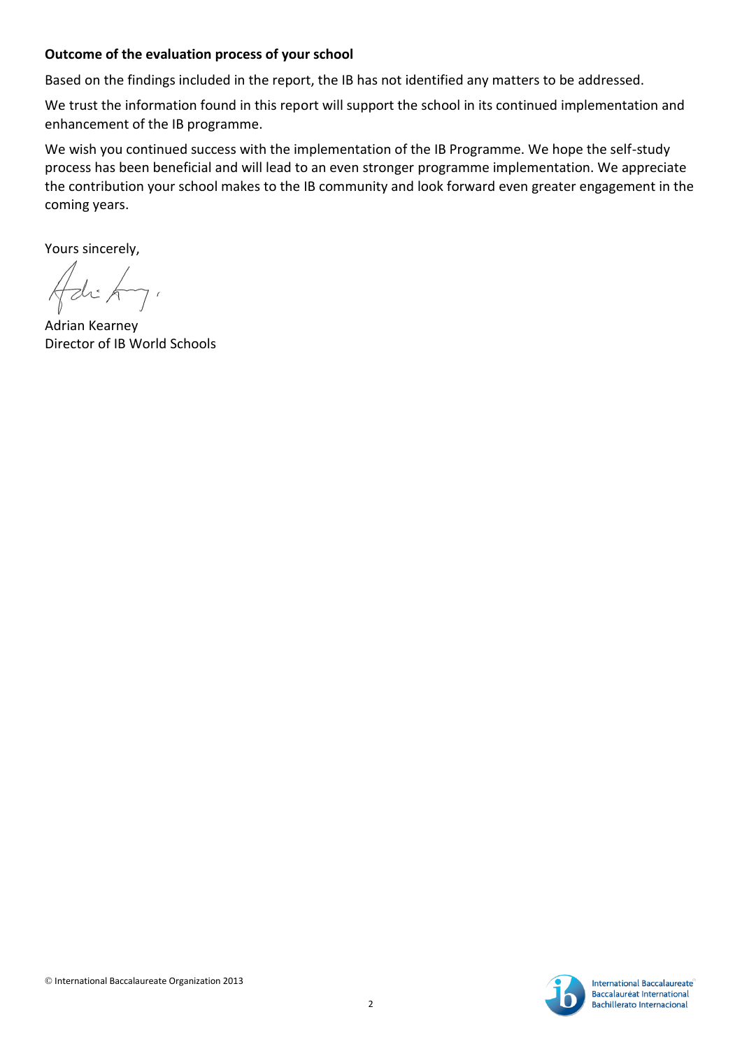**Outcome of the evaluation process of your school**

Based on the findings included in the report, the IB has not identified any matters to be addressed.

We trust the information found in this report will support the school in its continued implementation and enhancement of the IB programme.

We wish you continued success with the implementation of the IB Programme. We hope the self-study process has been beneficial and will lead to an even stronger programme implementation. We appreciate the contribution your school makes to the IB community and look forward even greater engagement in the coming years.

Yours sincerely,

Adrian Kearney
Director of IB World Schools

© International Baccalaureate Organization 2013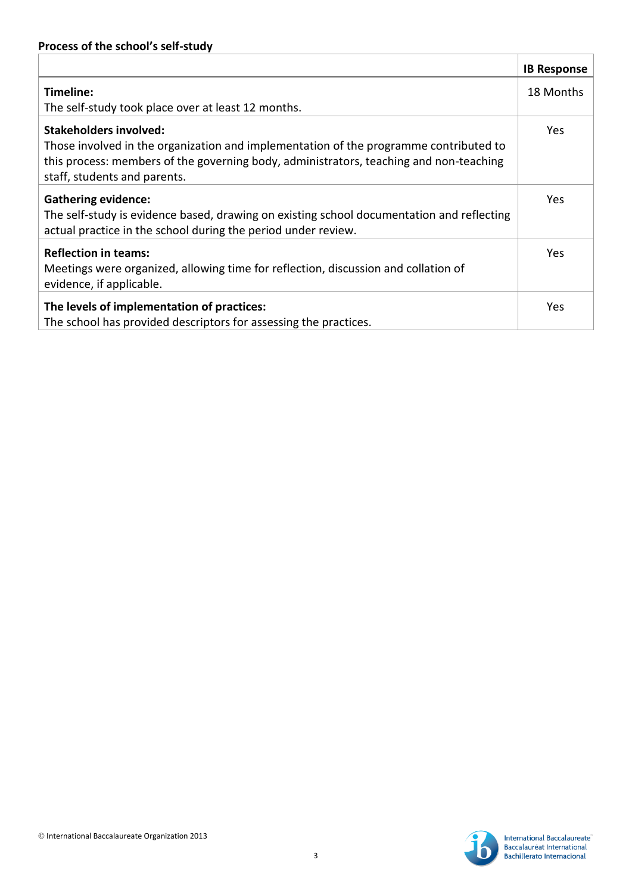**Process of the school's self-study**

| | **IB Response** |
|---|---|
| **Timeline:**<br>The self-study took place over at least 12 months. | 18 Months |
| **Stakeholders involved:**<br>Those involved in the organization and implementation of the programme contributed to this process: members of the governing body, administrators, teaching and non-teaching staff, students and parents. | Yes |
| **Gathering evidence:**<br>The self-study is evidence based, drawing on existing school documentation and reflecting actual practice in the school during the period under review. | Yes |
| **Reflection in teams:**<br>Meetings were organized, allowing time for reflection, discussion and collation of evidence, if applicable. | Yes |
| **The levels of implementation of practices:**<br>The school has provided descriptors for assessing the practices. | Yes |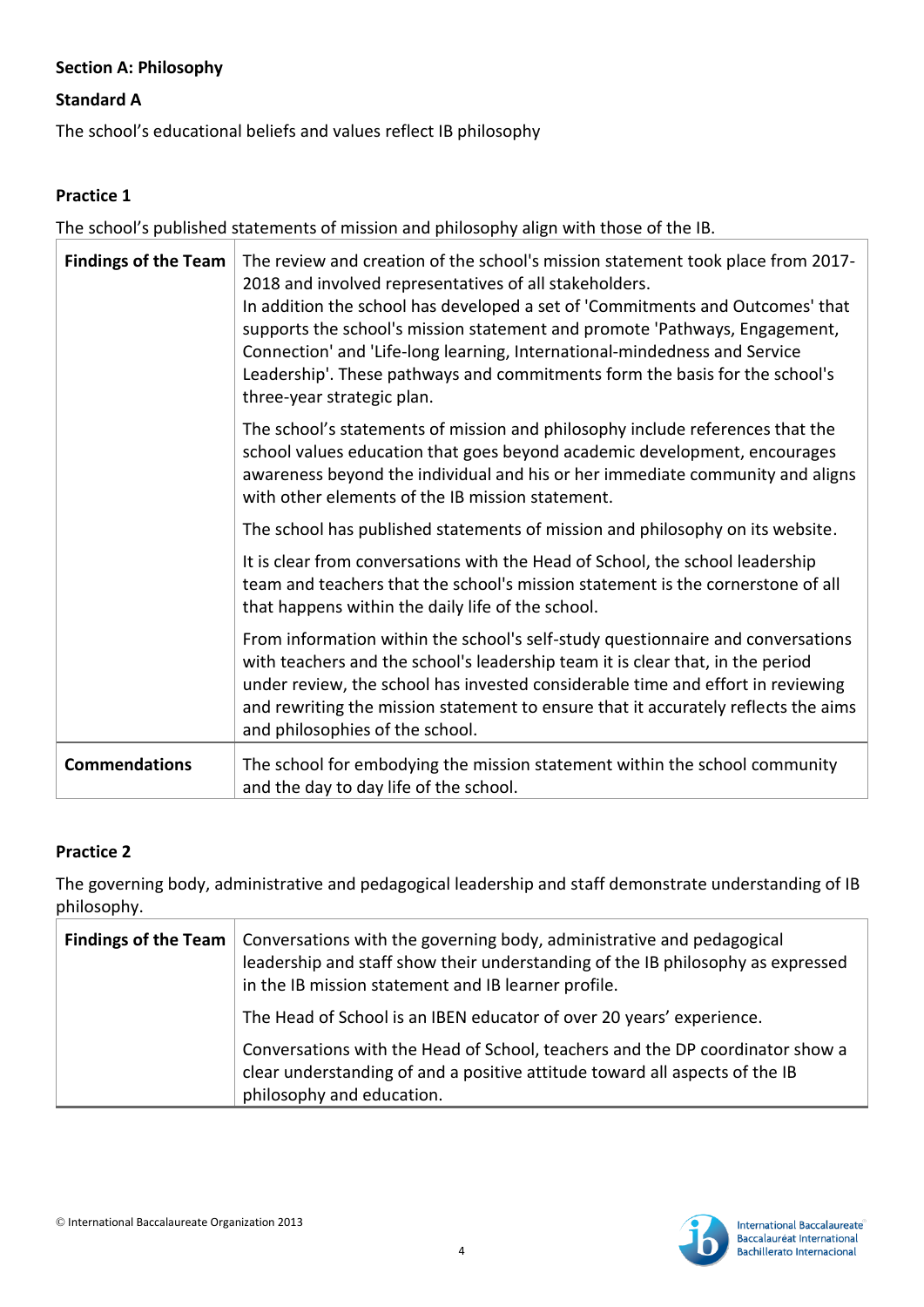**Section A: Philosophy**

**Standard A**

The school's educational beliefs and values reflect IB philosophy

**Practice 1**

The school's published statements of mission and philosophy align with those of the IB.

| | |
|---|---|
| **Findings of the Team** | The review and creation of the school's mission statement took place from 2017-2018 and involved representatives of all stakeholders. In addition the school has developed a set of 'Commitments and Outcomes' that supports the school's mission statement and promote 'Pathways, Engagement, Connection' and 'Life-long learning, International-mindedness and Service Leadership'. These pathways and commitments form the basis for the school's three-year strategic plan. |
| | The school's statements of mission and philosophy include references that the school values education that goes beyond academic development, encourages awareness beyond the individual and his or her immediate community and aligns with other elements of the IB mission statement. |
| | The school has published statements of mission and philosophy on its website. |
| | It is clear from conversations with the Head of School, the school leadership team and teachers that the school's mission statement is the cornerstone of all that happens within the daily life of the school. |
| | From information within the school's self-study questionnaire and conversations with teachers and the school's leadership team it is clear that, in the period under review, the school has invested considerable time and effort in reviewing and rewriting the mission statement to ensure that it accurately reflects the aims and philosophies of the school. |
| **Commendations** | The school for embodying the mission statement within the school community and the day to day life of the school. |

**Practice 2**

The governing body, administrative and pedagogical leadership and staff demonstrate understanding of IB philosophy.

| | |
|---|---|
| **Findings of the Team** | Conversations with the governing body, administrative and pedagogical leadership and staff show their understanding of the IB philosophy as expressed in the IB mission statement and IB learner profile. |
| | The Head of School is an IBEN educator of over 20 years' experience. |
| | Conversations with the Head of School, teachers and the DP coordinator show a clear understanding of and a positive attitude toward all aspects of the IB philosophy and education. |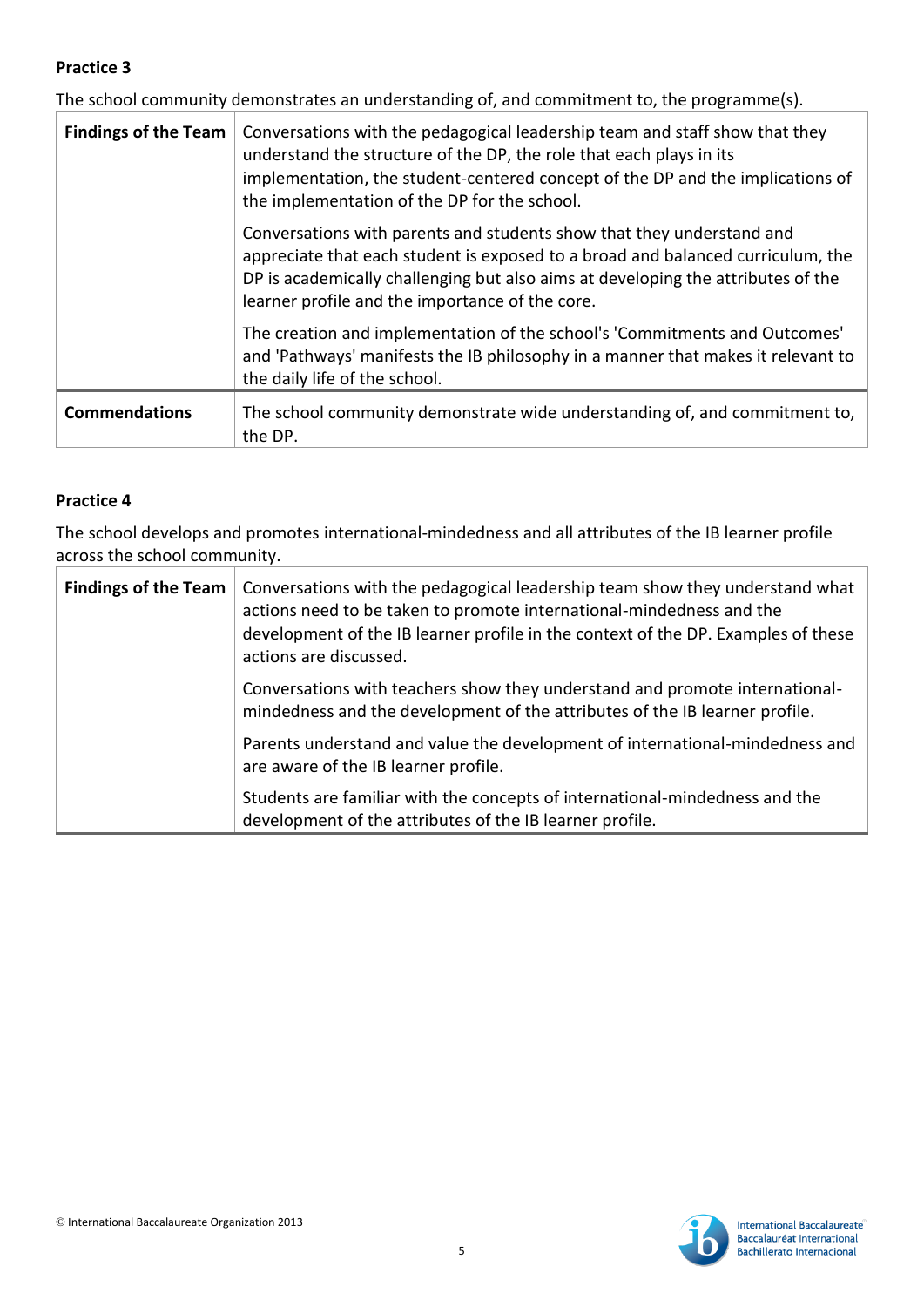**Practice 3**

The school community demonstrates an understanding of, and commitment to, the programme(s).

| | |
|---|---|
| **Findings of the Team** | Conversations with the pedagogical leadership team and staff show that they understand the structure of the DP, the role that each plays in its implementation, the student-centered concept of the DP and the implications of the implementation of the DP for the school.<br><br>Conversations with parents and students show that they understand and appreciate that each student is exposed to a broad and balanced curriculum, the DP is academically challenging but also aims at developing the attributes of the learner profile and the importance of the core.<br><br>The creation and implementation of the school's 'Commitments and Outcomes' and 'Pathways' manifests the IB philosophy in a manner that makes it relevant to the daily life of the school. |
| **Commendations** | The school community demonstrate wide understanding of, and commitment to, the DP. |

**Practice 4**

The school develops and promotes international-mindedness and all attributes of the IB learner profile across the school community.

| | |
|---|---|
| **Findings of the Team** | Conversations with the pedagogical leadership team show they understand what actions need to be taken to promote international-mindedness and the development of the IB learner profile in the context of the DP. Examples of these actions are discussed.<br><br>Conversations with teachers show they understand and promote international-mindedness and the development of the attributes of the IB learner profile.<br><br>Parents understand and value the development of international-mindedness and are aware of the IB learner profile.<br><br>Students are familiar with the concepts of international-mindedness and the development of the attributes of the IB learner profile. |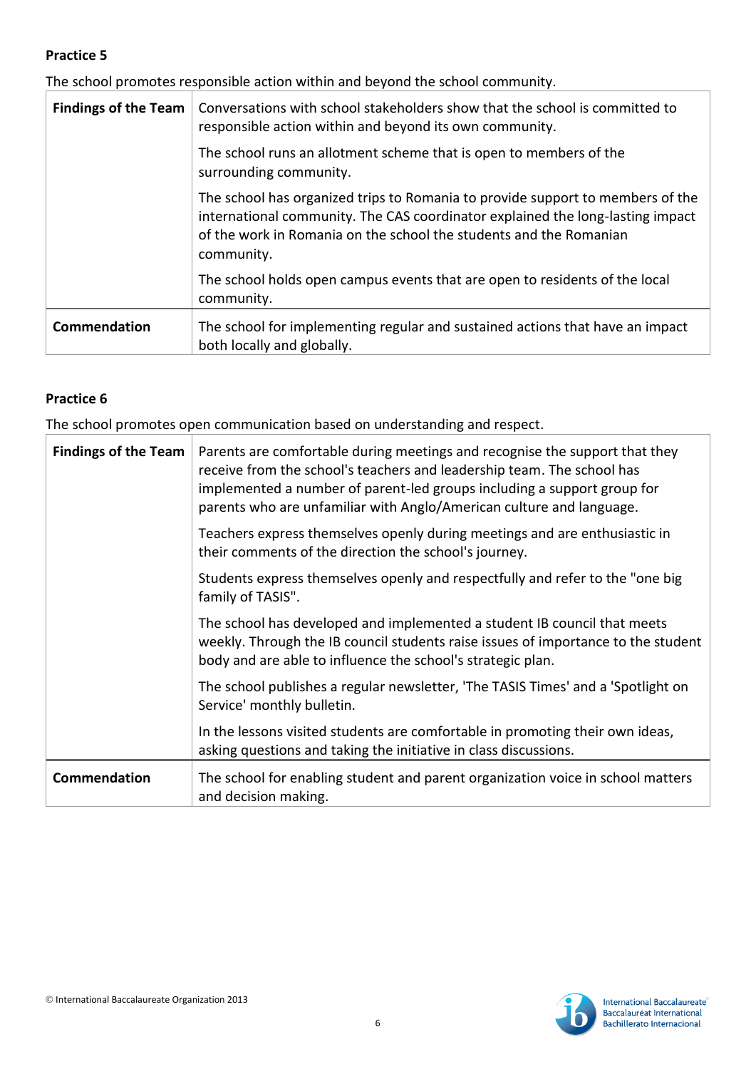**Practice 5**

The school promotes responsible action within and beyond the school community.

| | |
|---|---|
| **Findings of the Team** | Conversations with school stakeholders show that the school is committed to responsible action within and beyond its own community.<br><br>The school runs an allotment scheme that is open to members of the surrounding community.<br><br>The school has organized trips to Romania to provide support to members of the international community. The CAS coordinator explained the long-lasting impact of the work in Romania on the school the students and the Romanian community.<br><br>The school holds open campus events that are open to residents of the local community. |
| **Commendation** | The school for implementing regular and sustained actions that have an impact both locally and globally. |

**Practice 6**

The school promotes open communication based on understanding and respect.

| | |
|---|---|
| **Findings of the Team** | Parents are comfortable during meetings and recognise the support that they receive from the school's teachers and leadership team. The school has implemented a number of parent-led groups including a support group for parents who are unfamiliar with Anglo/American culture and language.<br><br>Teachers express themselves openly during meetings and are enthusiastic in their comments of the direction the school's journey.<br><br>Students express themselves openly and respectfully and refer to the "one big family of TASIS".<br><br>The school has developed and implemented a student IB council that meets weekly. Through the IB council students raise issues of importance to the student body and are able to influence the school's strategic plan.<br><br>The school publishes a regular newsletter, 'The TASIS Times' and a 'Spotlight on Service' monthly bulletin.<br><br>In the lessons visited students are comfortable in promoting their own ideas, asking questions and taking the initiative in class discussions. |
| **Commendation** | The school for enabling student and parent organization voice in school matters and decision making. |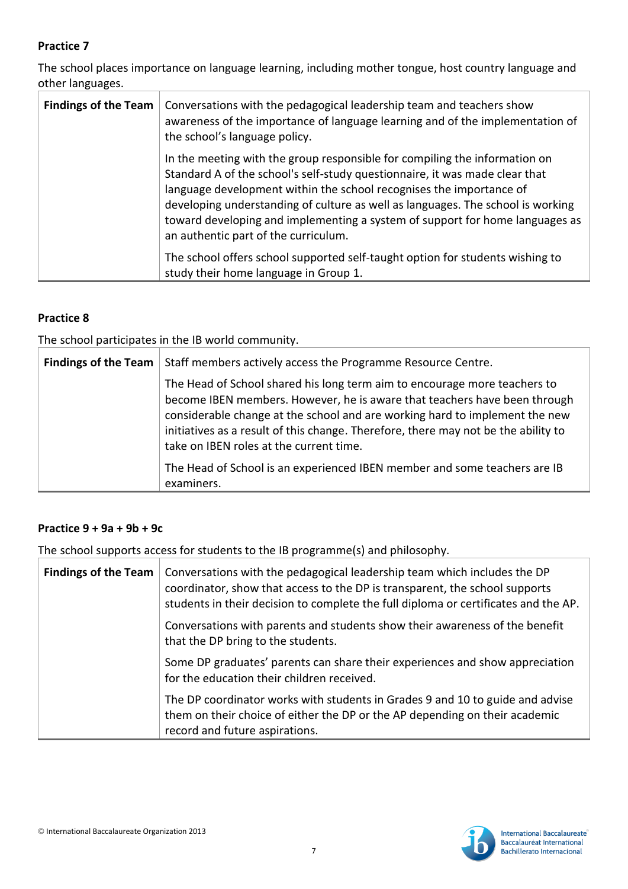**Practice 7**

The school places importance on language learning, including mother tongue, host country language and other languages.

| **Findings of the Team** | Conversations with the pedagogical leadership team and teachers show awareness of the importance of language learning and of the implementation of the school's language policy. |
| --- | --- |
| | In the meeting with the group responsible for compiling the information on Standard A of the school's self-study questionnaire, it was made clear that language development within the school recognises the importance of developing understanding of culture as well as languages. The school is working toward developing and implementing a system of support for home languages as an authentic part of the curriculum. |
| | The school offers school supported self-taught option for students wishing to study their home language in Group 1. |

**Practice 8**

The school participates in the IB world community.

| **Findings of the Team** | Staff members actively access the Programme Resource Centre. |
| --- | --- |
| | The Head of School shared his long term aim to encourage more teachers to become IBEN members. However, he is aware that teachers have been through considerable change at the school and are working hard to implement the new initiatives as a result of this change. Therefore, there may not be the ability to take on IBEN roles at the current time. |
| | The Head of School is an experienced IBEN member and some teachers are IB examiners. |

**Practice 9 + 9a + 9b + 9c**

The school supports access for students to the IB programme(s) and philosophy.

| **Findings of the Team** | Conversations with the pedagogical leadership team which includes the DP coordinator, show that access to the DP is transparent, the school supports students in their decision to complete the full diploma or certificates and the AP. |
| --- | --- |
| | Conversations with parents and students show their awareness of the benefit that the DP bring to the students. |
| | Some DP graduates' parents can share their experiences and show appreciation for the education their children received. |
| | The DP coordinator works with students in Grades 9 and 10 to guide and advise them on their choice of either the DP or the AP depending on their academic record and future aspirations. |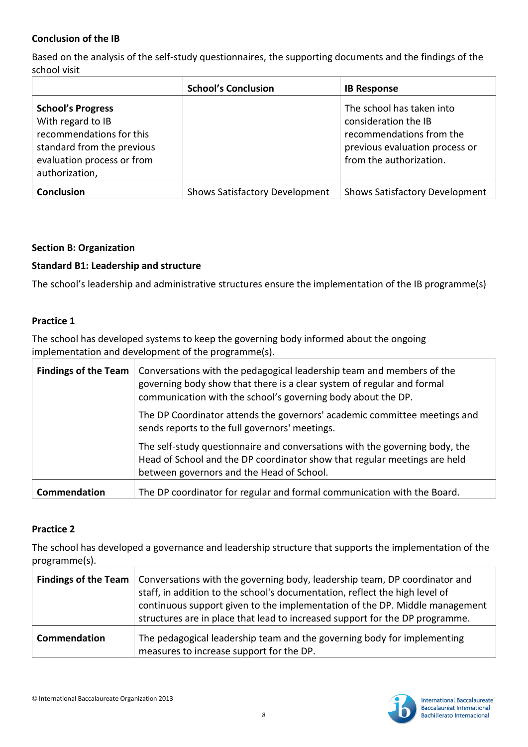**Conclusion of the IB**

Based on the analysis of the self-study questionnaires, the supporting documents and the findings of the school visit

| | School's Conclusion | IB Response |
|---|---|---|
| **School's Progress** With regard to IB recommendations for this standard from the previous evaluation process or from authorization, | | The school has taken into consideration the IB recommendations from the previous evaluation process or from the authorization. |
| **Conclusion** | Shows Satisfactory Development | Shows Satisfactory Development |

**Section B: Organization**

**Standard B1: Leadership and structure**

The school's leadership and administrative structures ensure the implementation of the IB programme(s)

**Practice 1**

The school has developed systems to keep the governing body informed about the ongoing implementation and development of the programme(s).

| | |
|---|---|
| **Findings of the Team** | Conversations with the pedagogical leadership team and members of the governing body show that there is a clear system of regular and formal communication with the school's governing body about the DP.<br><br>The DP Coordinator attends the governors' academic committee meetings and sends reports to the full governors' meetings.<br><br>The self-study questionnaire and conversations with the governing body, the Head of School and the DP coordinator show that regular meetings are held between governors and the Head of School. |
| **Commendation** | The DP coordinator for regular and formal communication with the Board. |

**Practice 2**

The school has developed a governance and leadership structure that supports the implementation of the programme(s).

| | |
|---|---|
| **Findings of the Team** | Conversations with the governing body, leadership team, DP coordinator and staff, in addition to the school's documentation, reflect the high level of continuous support given to the implementation of the DP. Middle management structures are in place that lead to increased support for the DP programme. |
| **Commendation** | The pedagogical leadership team and the governing body for implementing measures to increase support for the DP. |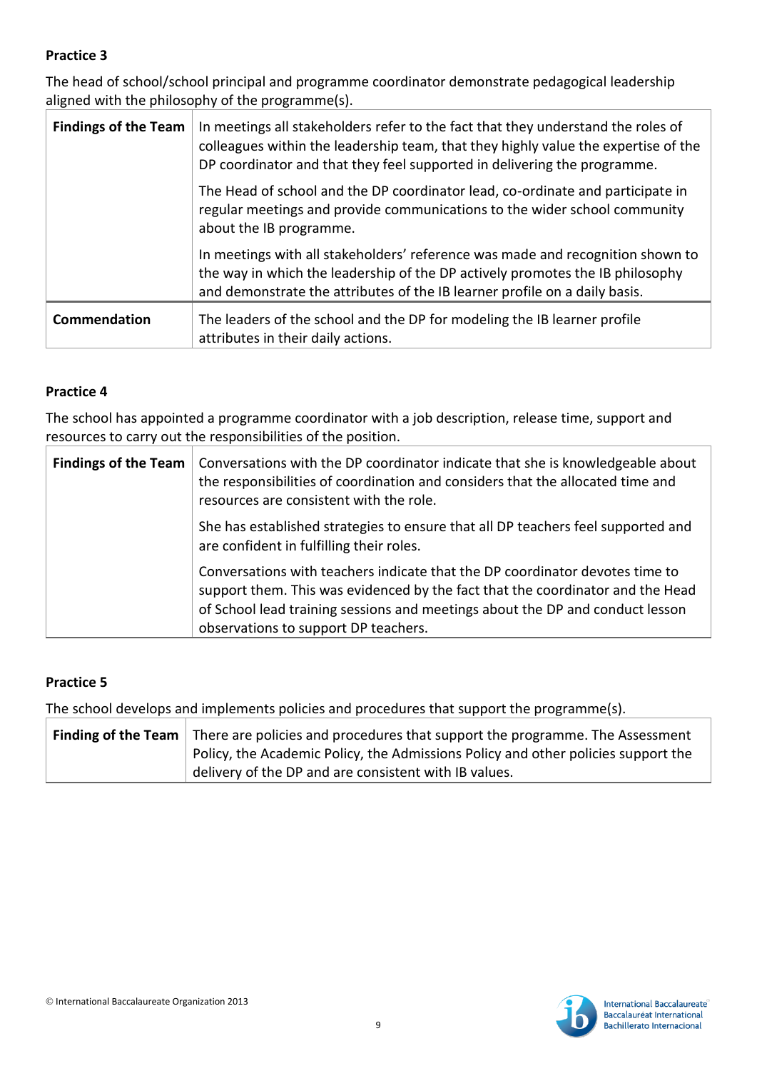**Practice 3**

The head of school/school principal and programme coordinator demonstrate pedagogical leadership aligned with the philosophy of the programme(s).

| | |
|---|---|
| **Findings of the Team** | In meetings all stakeholders refer to the fact that they understand the roles of colleagues within the leadership team, that they highly value the expertise of the DP coordinator and that they feel supported in delivering the programme.<br><br>The Head of school and the DP coordinator lead, co-ordinate and participate in regular meetings and provide communications to the wider school community about the IB programme.<br><br>In meetings with all stakeholders' reference was made and recognition shown to the way in which the leadership of the DP actively promotes the IB philosophy and demonstrate the attributes of the IB learner profile on a daily basis. |
| **Commendation** | The leaders of the school and the DP for modeling the IB learner profile attributes in their daily actions. |

**Practice 4**

The school has appointed a programme coordinator with a job description, release time, support and resources to carry out the responsibilities of the position.

| | |
|---|---|
| **Findings of the Team** | Conversations with the DP coordinator indicate that she is knowledgeable about the responsibilities of coordination and considers that the allocated time and resources are consistent with the role.<br><br>She has established strategies to ensure that all DP teachers feel supported and are confident in fulfilling their roles.<br><br>Conversations with teachers indicate that the DP coordinator devotes time to support them. This was evidenced by the fact that the coordinator and the Head of School lead training sessions and meetings about the DP and conduct lesson observations to support DP teachers. |

**Practice 5**

The school develops and implements policies and procedures that support the programme(s).

| | |
|---|---|
| **Finding of the Team** | There are policies and procedures that support the programme. The Assessment Policy, the Academic Policy, the Admissions Policy and other policies support the delivery of the DP and are consistent with IB values. |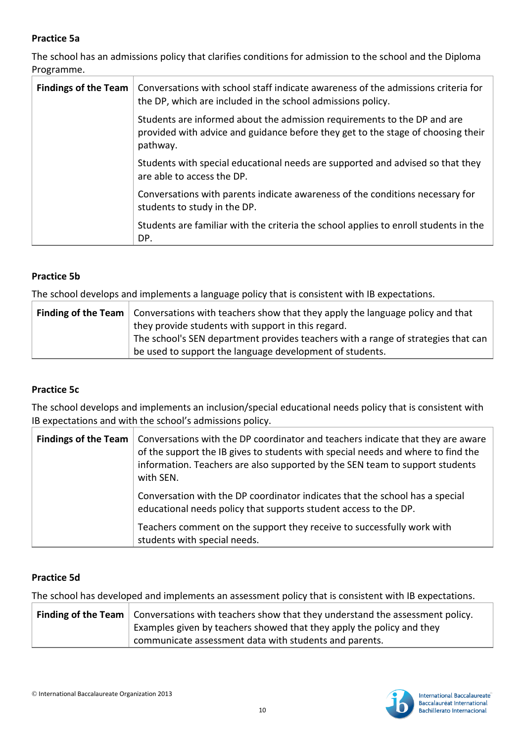**Practice 5a**

The school has an admissions policy that clarifies conditions for admission to the school and the Diploma Programme.

| **Findings of the Team** | Conversations with school staff indicate awareness of the admissions criteria for the DP, which are included in the school admissions policy. |
|---|---|
| | Students are informed about the admission requirements to the DP and are provided with advice and guidance before they get to the stage of choosing their pathway. |
| | Students with special educational needs are supported and advised so that they are able to access the DP. |
| | Conversations with parents indicate awareness of the conditions necessary for students to study in the DP. |
| | Students are familiar with the criteria the school applies to enroll students in the DP. |

**Practice 5b**

The school develops and implements a language policy that is consistent with IB expectations.

| **Finding of the Team** | Conversations with teachers show that they apply the language policy and that they provide students with support in this regard.<br>The school's SEN department provides teachers with a range of strategies that can be used to support the language development of students. |
|---|---|

**Practice 5c**

The school develops and implements an inclusion/special educational needs policy that is consistent with IB expectations and with the school's admissions policy.

| **Findings of the Team** | Conversations with the DP coordinator and teachers indicate that they are aware of the support the IB gives to students with special needs and where to find the information. Teachers are also supported by the SEN team to support students with SEN. |
|---|---|
| | Conversation with the DP coordinator indicates that the school has a special educational needs policy that supports student access to the DP. |
| | Teachers comment on the support they receive to successfully work with students with special needs. |

**Practice 5d**

The school has developed and implements an assessment policy that is consistent with IB expectations.

| **Finding of the Team** | Conversations with teachers show that they understand the assessment policy. Examples given by teachers showed that they apply the policy and they communicate assessment data with students and parents. |
|---|---|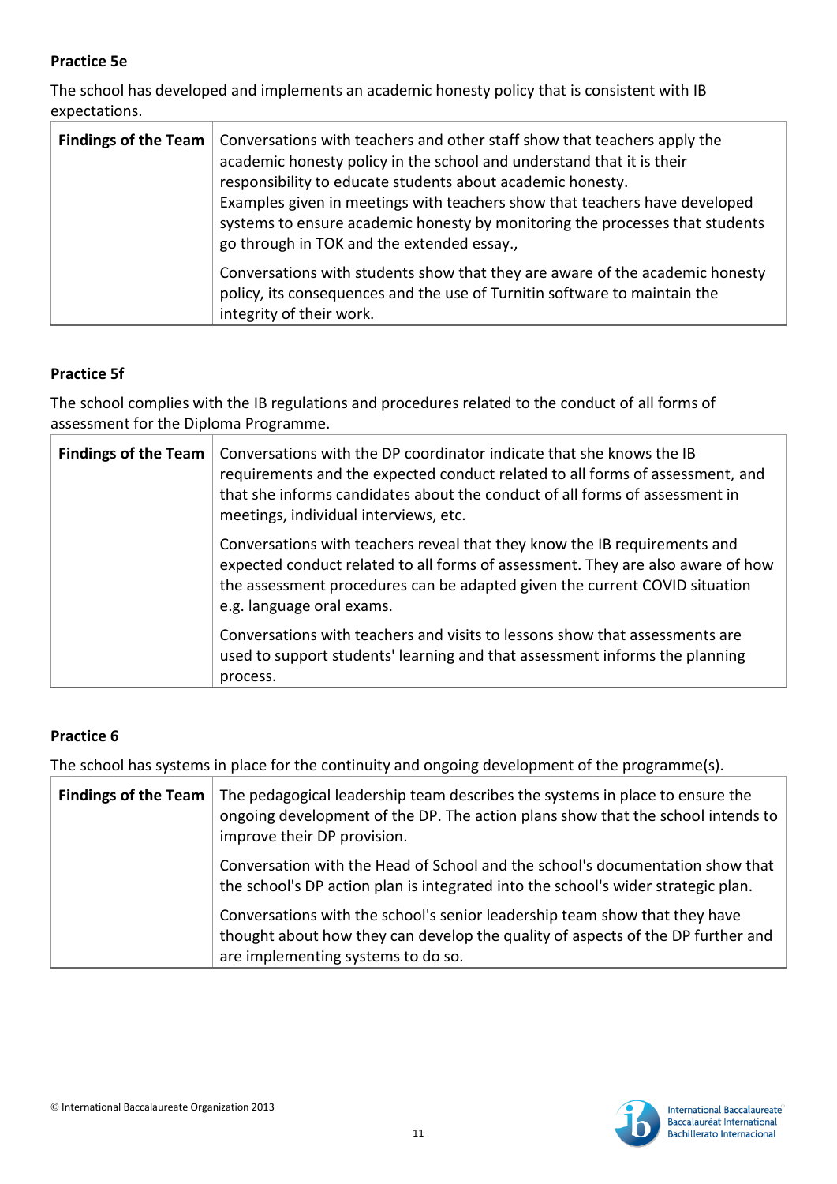**Practice 5e**

The school has developed and implements an academic honesty policy that is consistent with IB expectations.

| Findings of the Team | |
|---|---|
| | Conversations with teachers and other staff show that teachers apply the academic honesty policy in the school and understand that it is their responsibility to educate students about academic honesty.<br>Examples given in meetings with teachers show that teachers have developed systems to ensure academic honesty by monitoring the processes that students go through in TOK and the extended essay., |
| | Conversations with students show that they are aware of the academic honesty policy, its consequences and the use of Turnitin software to maintain the integrity of their work. |

**Practice 5f**

The school complies with the IB regulations and procedures related to the conduct of all forms of assessment for the Diploma Programme.

| Findings of the Team | |
|---|---|
| | Conversations with the DP coordinator indicate that she knows the IB requirements and the expected conduct related to all forms of assessment, and that she informs candidates about the conduct of all forms of assessment in meetings, individual interviews, etc. |
| | Conversations with teachers reveal that they know the IB requirements and expected conduct related to all forms of assessment. They are also aware of how the assessment procedures can be adapted given the current COVID situation e.g. language oral exams. |
| | Conversations with teachers and visits to lessons show that assessments are used to support students' learning and that assessment informs the planning process. |

**Practice 6**

The school has systems in place for the continuity and ongoing development of the programme(s).

| Findings of the Team | |
|---|---|
| | The pedagogical leadership team describes the systems in place to ensure the ongoing development of the DP. The action plans show that the school intends to improve their DP provision. |
| | Conversation with the Head of School and the school's documentation show that the school's DP action plan is integrated into the school's wider strategic plan. |
| | Conversations with the school's senior leadership team show that they have thought about how they can develop the quality of aspects of the DP further and are implementing systems to do so. |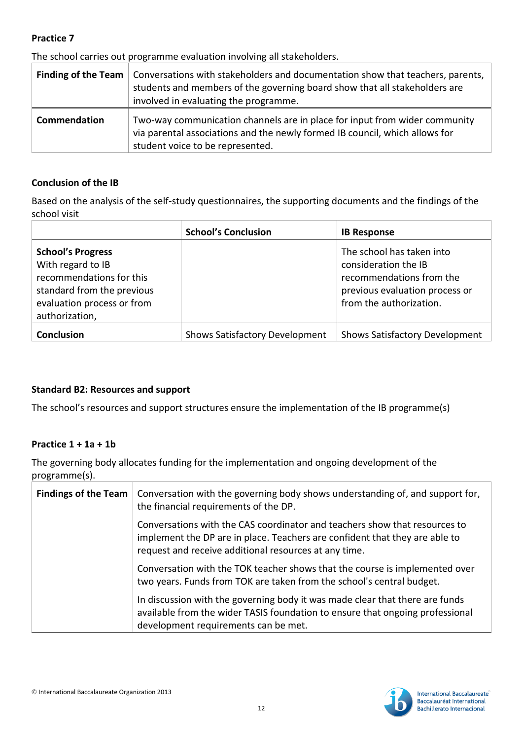**Practice 7**

The school carries out programme evaluation involving all stakeholders.

| | |
|---|---|
| **Finding of the Team** | Conversations with stakeholders and documentation show that teachers, parents, students and members of the governing board show that all stakeholders are involved in evaluating the programme. |
| **Commendation** | Two-way communication channels are in place for input from wider community via parental associations and the newly formed IB council, which allows for student voice to be represented. |

**Conclusion of the IB**

Based on the analysis of the self-study questionnaires, the supporting documents and the findings of the school visit

| | **School's Conclusion** | **IB Response** |
|---|---|---|
| **School's Progress** With regard to IB recommendations for this standard from the previous evaluation process or from the authorization, | | The school has taken into consideration the IB recommendations from the previous evaluation process or from the authorization. |
| **Conclusion** | Shows Satisfactory Development | Shows Satisfactory Development |

**Standard B2: Resources and support**

The school's resources and support structures ensure the implementation of the IB programme(s)

**Practice 1 + 1a + 1b**

The governing body allocates funding for the implementation and ongoing development of the programme(s).

| | |
|---|---|
| **Findings of the Team** | Conversation with the governing body shows understanding of, and support for, the financial requirements of the DP.<br><br>Conversations with the CAS coordinator and teachers show that resources to implement the DP are in place. Teachers are confident that they are able to request and receive additional resources at any time.<br><br>Conversation with the TOK teacher shows that the course is implemented over two years. Funds from TOK are taken from the school's central budget.<br><br>In discussion with the governing body it was made clear that there are funds available from the wider TASIS foundation to ensure that ongoing professional development requirements can be met. |

© International Baccalaureate Organization 2013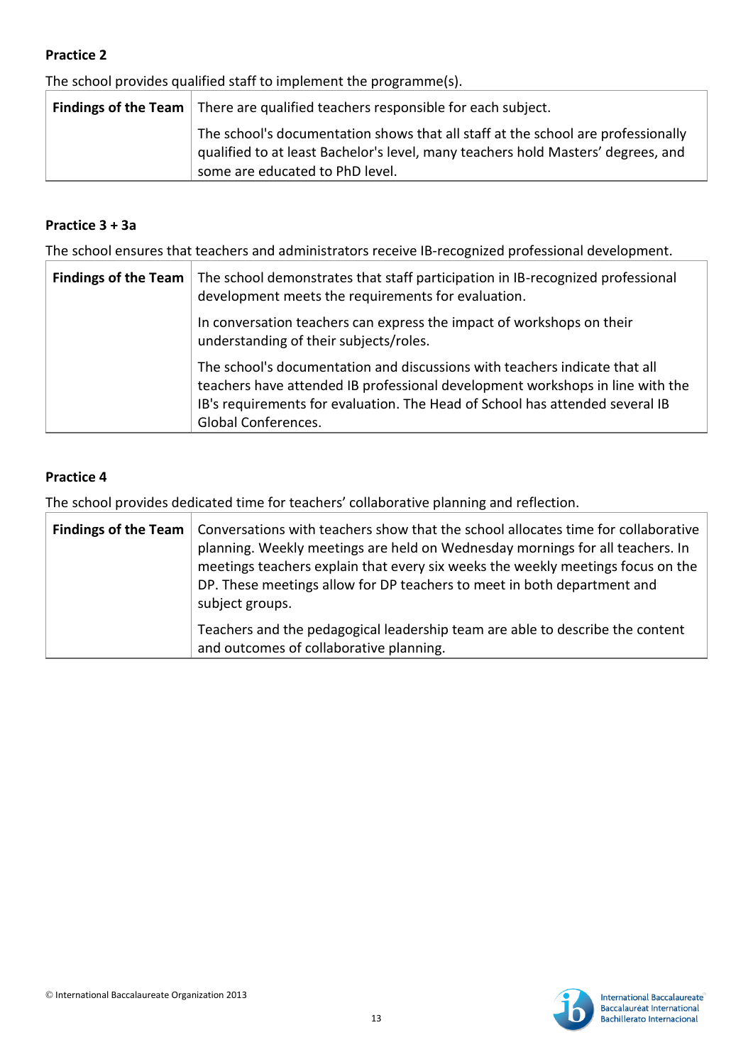**Practice 2**

The school provides qualified staff to implement the programme(s).

| **Findings of the Team** | There are qualified teachers responsible for each subject.<br><br>The school's documentation shows that all staff at the school are professionally qualified to at least Bachelor's level, many teachers hold Masters' degrees, and some are educated to PhD level. |
|---|---|

**Practice 3 + 3a**

The school ensures that teachers and administrators receive IB-recognized professional development.

| **Findings of the Team** | The school demonstrates that staff participation in IB-recognized professional development meets the requirements for evaluation.<br><br>In conversation teachers can express the impact of workshops on their understanding of their subjects/roles.<br><br>The school's documentation and discussions with teachers indicate that all teachers have attended IB professional development workshops in line with the IB's requirements for evaluation. The Head of School has attended several IB Global Conferences. |
|---|---|

**Practice 4**

The school provides dedicated time for teachers' collaborative planning and reflection.

| **Findings of the Team** | Conversations with teachers show that the school allocates time for collaborative planning. Weekly meetings are held on Wednesday mornings for all teachers. In meetings teachers explain that every six weeks the weekly meetings focus on the DP. These meetings allow for DP teachers to meet in both department and subject groups.<br><br>Teachers and the pedagogical leadership team are able to describe the content and outcomes of collaborative planning. |
|---|---|

© International Baccalaureate Organization 2013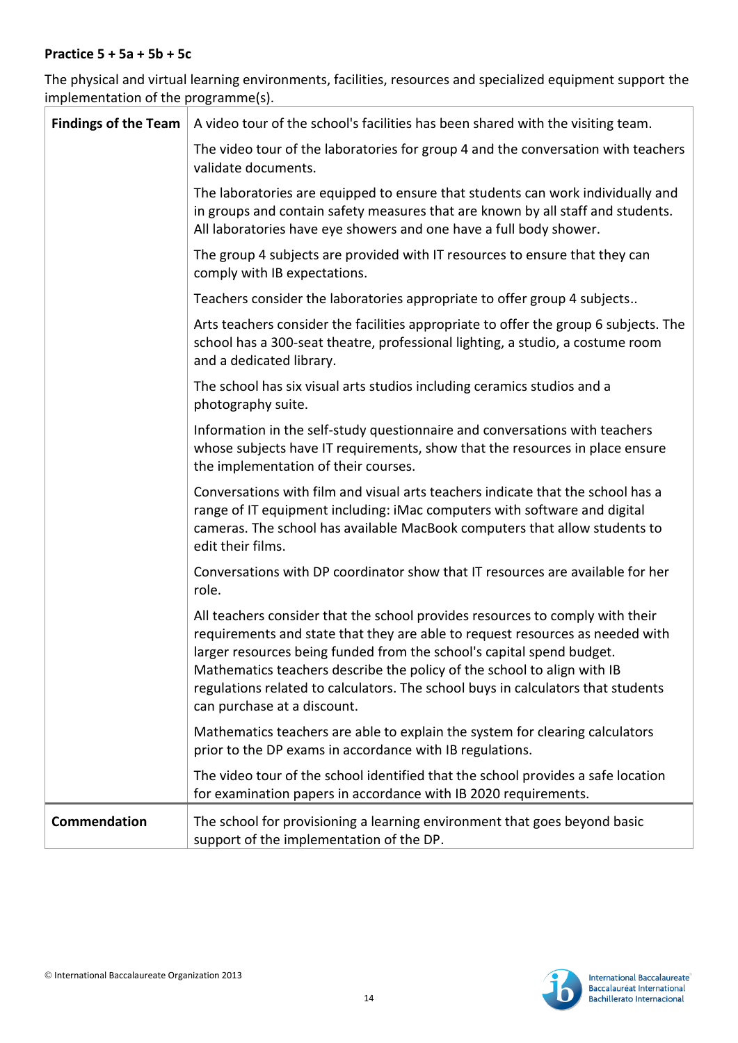**Practice 5 + 5a + 5b + 5c**

The physical and virtual learning environments, facilities, resources and specialized equipment support the implementation of the programme(s).

| | |
|---|---|
| **Findings of the Team** | A video tour of the school's facilities has been shared with the visiting team.<br><br>The video tour of the laboratories for group 4 and the conversation with teachers validate documents.<br><br>The laboratories are equipped to ensure that students can work individually and in groups and contain safety measures that are known by all staff and students. All laboratories have eye showers and one have a full body shower.<br><br>The group 4 subjects are provided with IT resources to ensure that they can comply with IB expectations.<br><br>Teachers consider the laboratories appropriate to offer group 4 subjects..<br><br>Arts teachers consider the facilities appropriate to offer the group 6 subjects. The school has a 300-seat theatre, professional lighting, a studio, a costume room and a dedicated library.<br><br>The school has six visual arts studios including ceramics studios and a photography suite.<br><br>Information in the self-study questionnaire and conversations with teachers whose subjects have IT requirements, show that the resources in place ensure the implementation of their courses.<br><br>Conversations with film and visual arts teachers indicate that the school has a range of IT equipment including: iMac computers with software and digital cameras. The school has available MacBook computers that allow students to edit their films.<br><br>Conversations with DP coordinator show that IT resources are available for her role.<br><br>All teachers consider that the school provides resources to comply with their requirements and state that they are able to request resources as needed with larger resources being funded from the school's capital spend budget. Mathematics teachers describe the policy of the school to align with IB regulations related to calculators. The school buys in calculators that students can purchase at a discount.<br><br>Mathematics teachers are able to explain the system for clearing calculators prior to the DP exams in accordance with IB regulations.<br><br>The video tour of the school identified that the school provides a safe location for examination papers in accordance with IB 2020 requirements. |
| **Commendation** | The school for provisioning a learning environment that goes beyond basic support of the implementation of the DP. |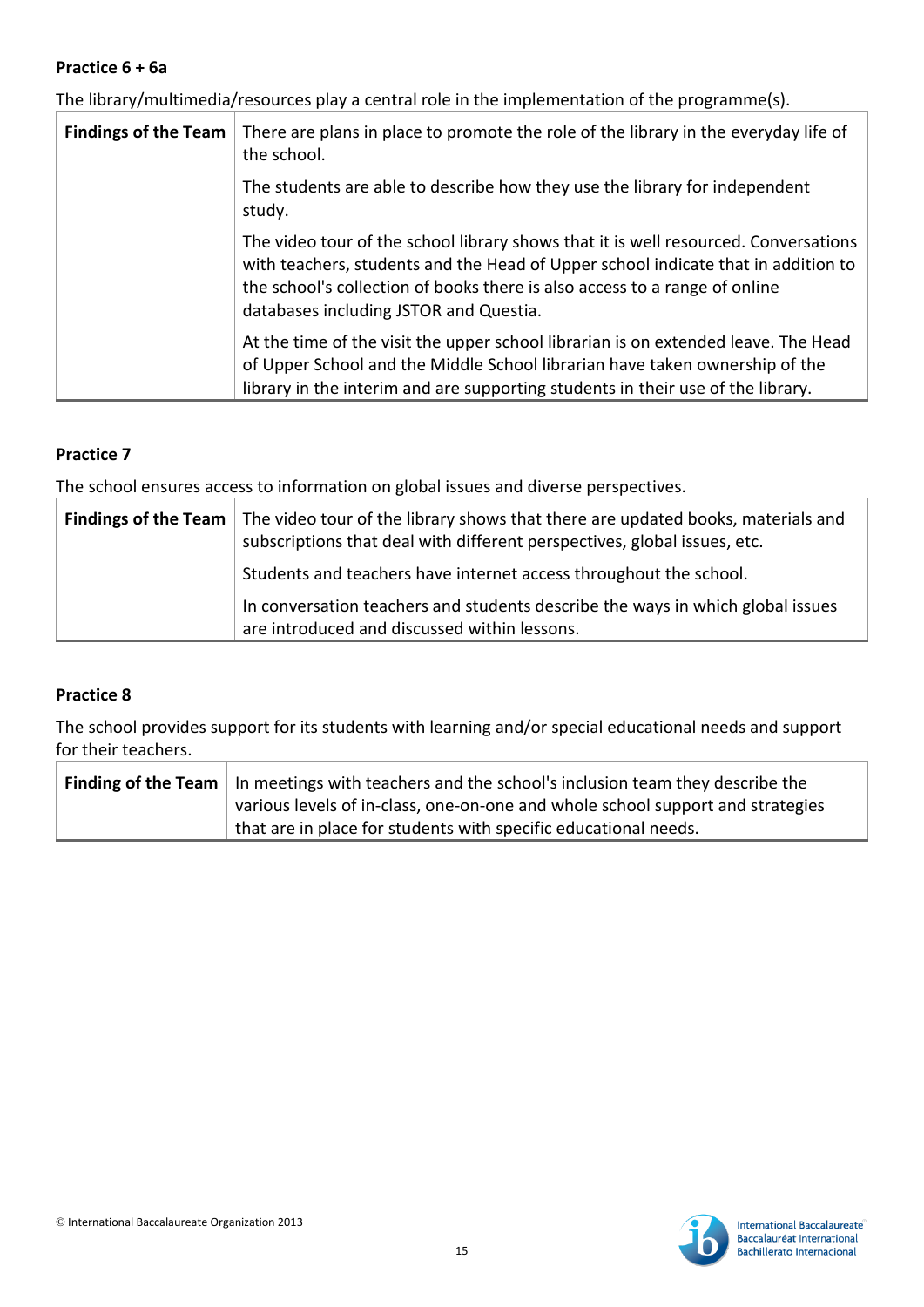**Practice 6 + 6a**

The library/multimedia/resources play a central role in the implementation of the programme(s).

| **Findings of the Team** | There are plans in place to promote the role of the library in the everyday life of the school. |
|---|---|
| | The students are able to describe how they use the library for independent study. |
| | The video tour of the school library shows that it is well resourced. Conversations with teachers, students and the Head of Upper school indicate that in addition to the school's collection of books there is also access to a range of online databases including JSTOR and Questia. |
| | At the time of the visit the upper school librarian is on extended leave. The Head of Upper School and the Middle School librarian have taken ownership of the library in the interim and are supporting students in their use of the library. |

**Practice 7**

The school ensures access to information on global issues and diverse perspectives.

| **Findings of the Team** | The video tour of the library shows that there are updated books, materials and subscriptions that deal with different perspectives, global issues, etc. |
|---|---|
| | Students and teachers have internet access throughout the school. |
| | In conversation teachers and students describe the ways in which global issues are introduced and discussed within lessons. |

**Practice 8**

The school provides support for its students with learning and/or special educational needs and support for their teachers.

| **Finding of the Team** | In meetings with teachers and the school's inclusion team they describe the various levels of in-class, one-on-one and whole school support and strategies that are in place for students with specific educational needs. |
|---|---|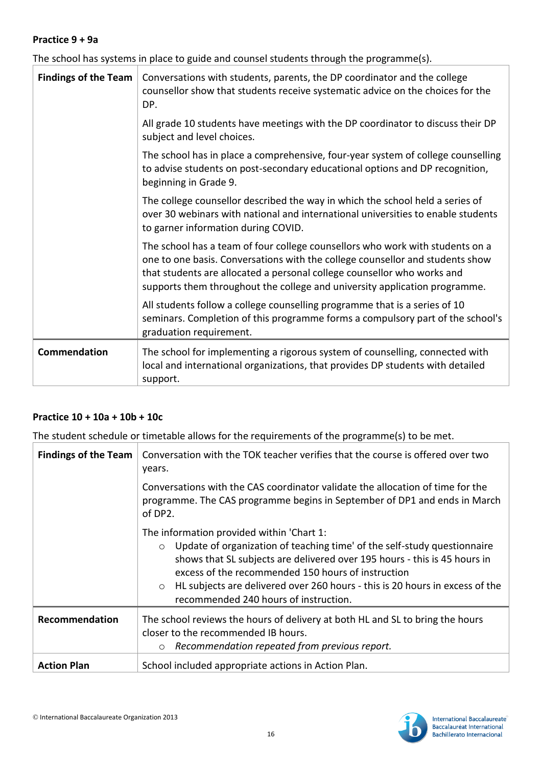**Practice 9 + 9a**

The school has systems in place to guide and counsel students through the programme(s).

| | |
|---|---|
| **Findings of the Team** | Conversations with students, parents, the DP coordinator and the college counsellor show that students receive systematic advice on the choices for the DP.<br><br>All grade 10 students have meetings with the DP coordinator to discuss their DP subject and level choices.<br><br>The school has in place a comprehensive, four-year system of college counselling to advise students on post-secondary educational options and DP recognition, beginning in Grade 9.<br><br>The college counsellor described the way in which the school held a series of over 30 webinars with national and international universities to enable students to garner information during COVID.<br><br>The school has a team of four college counsellors who work with students on a one to one basis. Conversations with the college counsellor and students show that students are allocated a personal college counsellor who works and supports them throughout the college and university application programme.<br><br>All students follow a college counselling programme that is a series of 10 seminars. Completion of this programme forms a compulsory part of the school's graduation requirement. |
| **Commendation** | The school for implementing a rigorous system of counselling, connected with local and international organizations, that provides DP students with detailed support. |

**Practice 10 + 10a + 10b + 10c**

The student schedule or timetable allows for the requirements of the programme(s) to be met.

| | |
|---|---|
| **Findings of the Team** | Conversation with the TOK teacher verifies that the course is offered over two years.<br><br>Conversations with the CAS coordinator validate the allocation of time for the programme. The CAS programme begins in September of DP1 and ends in March of DP2.<br><br>The information provided within 'Chart 1:<br>○ Update of organization of teaching time' of the self-study questionnaire shows that SL subjects are delivered over 195 hours - this is 45 hours in excess of the recommended 150 hours of instruction<br>○ HL subjects are delivered over 260 hours - this is 20 hours in excess of the recommended 240 hours of instruction. |
| **Recommendation** | The school reviews the hours of delivery at both HL and SL to bring the hours closer to the recommended IB hours.<br>○ *Recommendation repeated from previous report.* |
| **Action Plan** | School included appropriate actions in Action Plan. |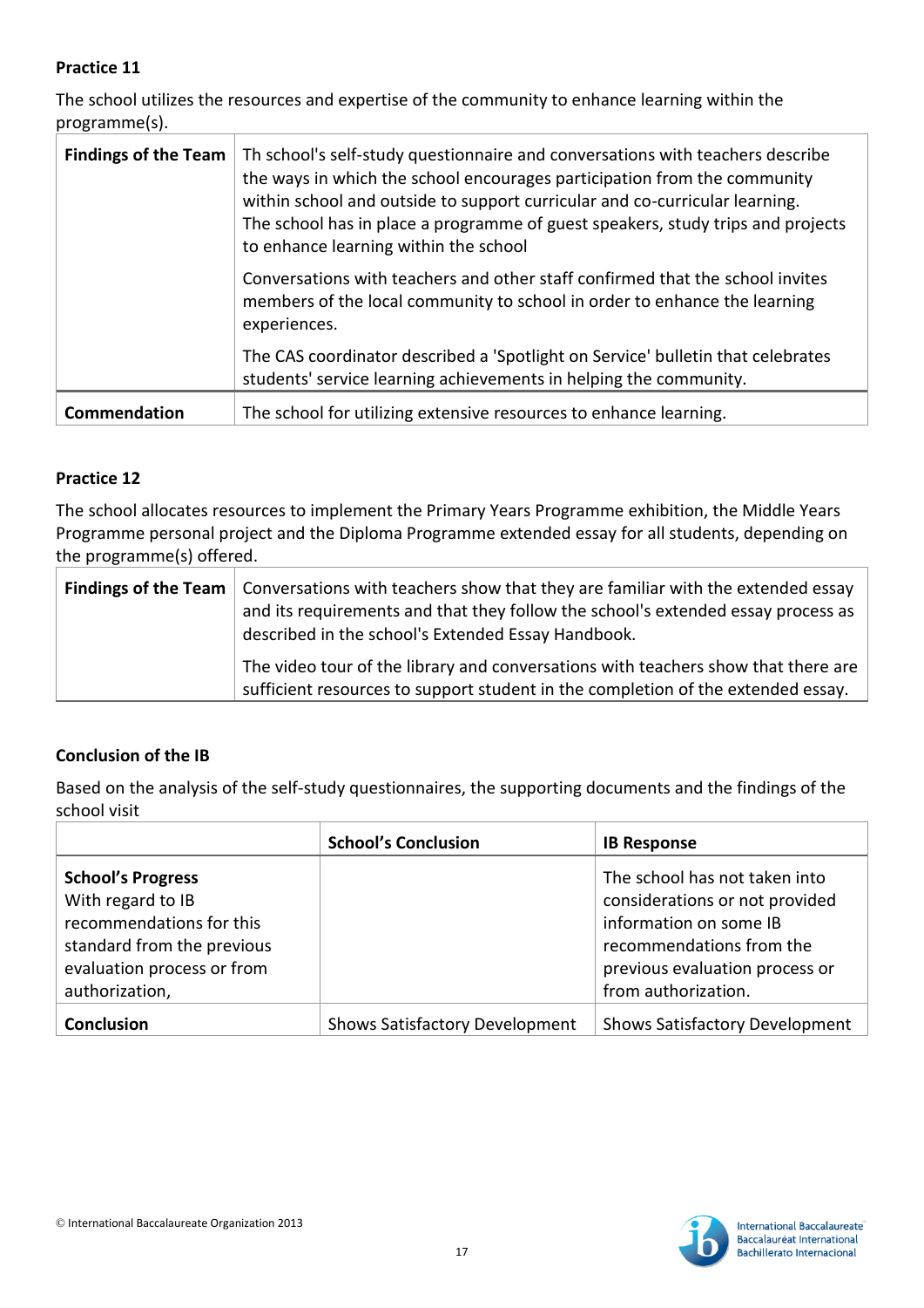**Practice 11**

The school utilizes the resources and expertise of the community to enhance learning within the programme(s).

| **Findings of the Team** | Th school's self-study questionnaire and conversations with teachers describe the ways in which the school encourages participation from the community within school and outside to support curricular and co-curricular learning. The school has in place a programme of guest speakers, study trips and projects to enhance learning within the school<br><br>Conversations with teachers and other staff confirmed that the school invites members of the local community to school in order to enhance the learning experiences.<br><br>The CAS coordinator described a 'Spotlight on Service' bulletin that celebrates students' service learning achievements in helping the community. |
|---|---|
| **Commendation** | The school for utilizing extensive resources to enhance learning. |

**Practice 12**

The school allocates resources to implement the Primary Years Programme exhibition, the Middle Years Programme personal project and the Diploma Programme extended essay for all students, depending on the programme(s) offered.

| **Findings of the Team** | Conversations with teachers show that they are familiar with the extended essay and its requirements and that they follow the school's extended essay process as described in the school's Extended Essay Handbook.<br><br>The video tour of the library and conversations with teachers show that there are sufficient resources to support student in the completion of the extended essay. |
|---|---|

**Conclusion of the IB**

Based on the analysis of the self-study questionnaires, the supporting documents and the findings of the school visit

| | **School's Conclusion** | **IB Response** |
|---|---|---|
| **School's Progress**<br>With regard to IB recommendations for this standard from the previous evaluation process or from authorization, | | The school has not taken into considerations or not provided information on some IB recommendations from the previous evaluation process or from authorization. |
| **Conclusion** | Shows Satisfactory Development | Shows Satisfactory Development |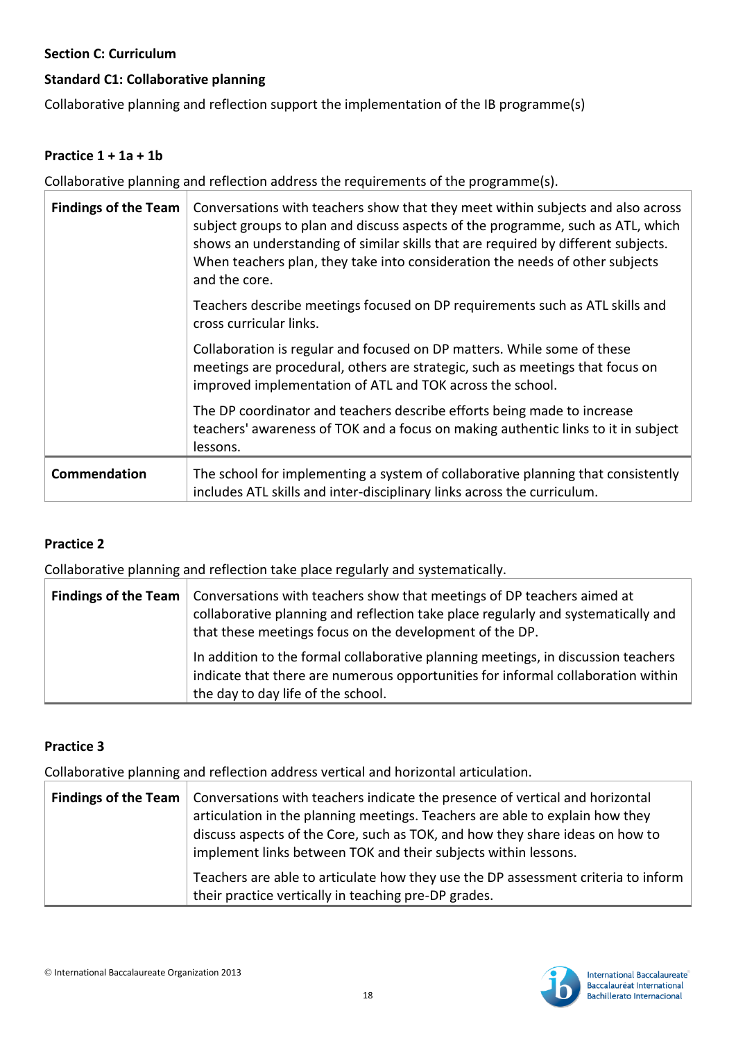**Section C: Curriculum**

**Standard C1: Collaborative planning**

Collaborative planning and reflection support the implementation of the IB programme(s)

**Practice 1 + 1a + 1b**

Collaborative planning and reflection address the requirements of the programme(s).

| | |
|---|---|
| **Findings of the Team** | Conversations with teachers show that they meet within subjects and also across subject groups to plan and discuss aspects of the programme, such as ATL, which shows an understanding of similar skills that are required by different subjects. When teachers plan, they take into consideration the needs of other subjects and the core.<br><br>Teachers describe meetings focused on DP requirements such as ATL skills and cross curricular links.<br><br>Collaboration is regular and focused on DP matters. While some of these meetings are procedural, others are strategic, such as meetings that focus on improved implementation of ATL and TOK across the school.<br><br>The DP coordinator and teachers describe efforts being made to increase teachers' awareness of TOK and a focus on making authentic links to it in subject lessons. |
| **Commendation** | The school for implementing a system of collaborative planning that consistently includes ATL skills and inter-disciplinary links across the curriculum. |

**Practice 2**

Collaborative planning and reflection take place regularly and systematically.

| | |
|---|---|
| **Findings of the Team** | Conversations with teachers show that meetings of DP teachers aimed at collaborative planning and reflection take place regularly and systematically and that these meetings focus on the development of the DP.<br><br>In addition to the formal collaborative planning meetings, in discussion teachers indicate that there are numerous opportunities for informal collaboration within the day to day life of the school. |

**Practice 3**

Collaborative planning and reflection address vertical and horizontal articulation.

| | |
|---|---|
| **Findings of the Team** | Conversations with teachers indicate the presence of vertical and horizontal articulation in the planning meetings. Teachers are able to explain how they discuss aspects of the Core, such as TOK, and how they share ideas on how to implement links between TOK and their subjects within lessons.<br><br>Teachers are able to articulate how they use the DP assessment criteria to inform their practice vertically in teaching pre-DP grades. |

© International Baccalaureate Organization 2013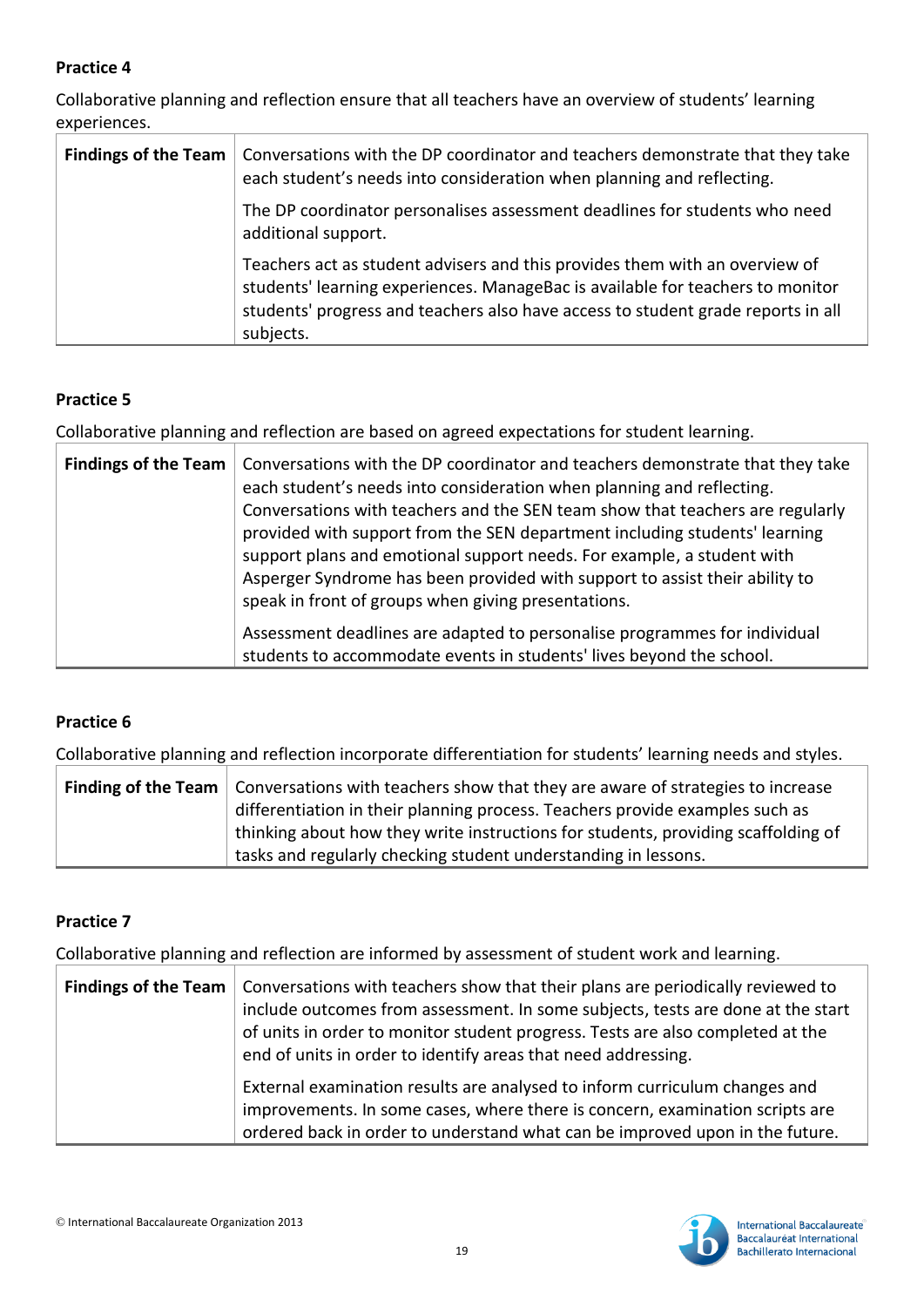**Practice 4**

Collaborative planning and reflection ensure that all teachers have an overview of students' learning experiences.

| Findings of the Team | Conversations with the DP coordinator and teachers demonstrate that they take each student's needs into consideration when planning and reflecting.<br><br>The DP coordinator personalises assessment deadlines for students who need additional support.<br><br>Teachers act as student advisers and this provides them with an overview of students' learning experiences. ManageBac is available for teachers to monitor students' progress and teachers also have access to student grade reports in all subjects. |
|---|---|

**Practice 5**

Collaborative planning and reflection are based on agreed expectations for student learning.

| Findings of the Team | Conversations with the DP coordinator and teachers demonstrate that they take each student's needs into consideration when planning and reflecting. Conversations with teachers and the SEN team show that teachers are regularly provided with support from the SEN department including students' learning support plans and emotional support needs. For example, a student with Asperger Syndrome has been provided with support to assist their ability to speak in front of groups when giving presentations.<br><br>Assessment deadlines are adapted to personalise programmes for individual students to accommodate events in students' lives beyond the school. |
|---|---|

**Practice 6**

Collaborative planning and reflection incorporate differentiation for students' learning needs and styles.

| Finding of the Team | Conversations with teachers show that they are aware of strategies to increase differentiation in their planning process. Teachers provide examples such as thinking about how they write instructions for students, providing scaffolding of tasks and regularly checking student understanding in lessons. |
|---|---|

**Practice 7**

Collaborative planning and reflection are informed by assessment of student work and learning.

| Findings of the Team | Conversations with teachers show that their plans are periodically reviewed to include outcomes from assessment. In some subjects, tests are done at the start of units in order to monitor student progress. Tests are also completed at the end of units in order to identify areas that need addressing.<br><br>External examination results are analysed to inform curriculum changes and improvements. In some cases, where there is concern, examination scripts are ordered back in order to understand what can be improved upon in the future. |
|---|---|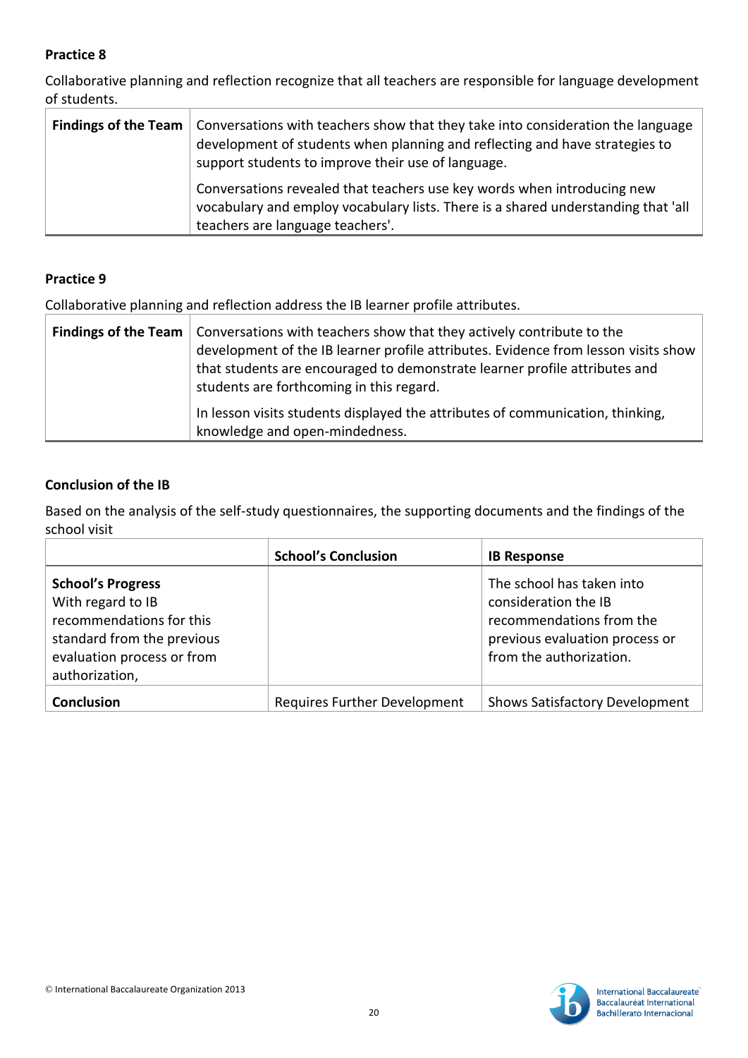**Practice 8**

Collaborative planning and reflection recognize that all teachers are responsible for language development of students.

| **Findings of the Team** | Conversations with teachers show that they take into consideration the language development of students when planning and reflecting and have strategies to support students to improve their use of language.<br><br>Conversations revealed that teachers use key words when introducing new vocabulary and employ vocabulary lists. There is a shared understanding that 'all teachers are language teachers'. |
|---|---|

**Practice 9**

Collaborative planning and reflection address the IB learner profile attributes.

| **Findings of the Team** | Conversations with teachers show that they actively contribute to the development of the IB learner profile attributes. Evidence from lesson visits show that students are encouraged to demonstrate learner profile attributes and students are forthcoming in this regard.<br><br>In lesson visits students displayed the attributes of communication, thinking, knowledge and open-mindedness. |
|---|---|

**Conclusion of the IB**

Based on the analysis of the self-study questionnaires, the supporting documents and the findings of the school visit

| | **School's Conclusion** | **IB Response** |
|---|---|---|
| **School's Progress** With regard to IB recommendations for this standard from the previous evaluation process or from authorization, | | The school has taken into consideration the IB recommendations from the previous evaluation process or from the authorization. |
| **Conclusion** | Requires Further Development | Shows Satisfactory Development |

© International Baccalaureate Organization 2013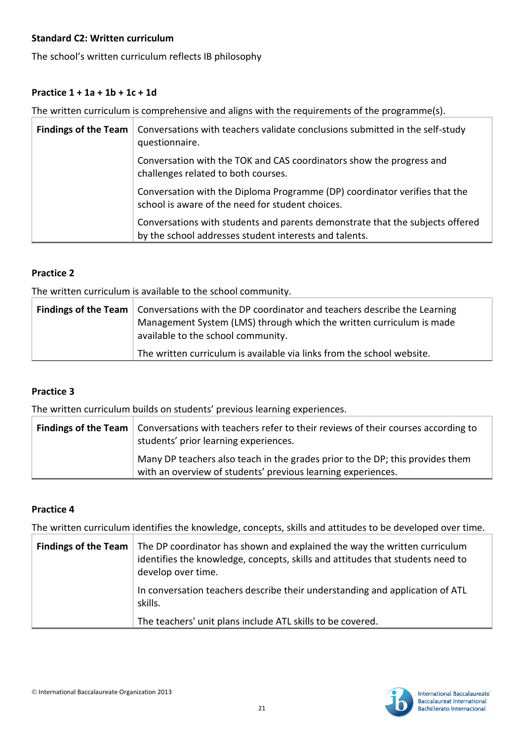**Standard C2: Written curriculum**

The school's written curriculum reflects IB philosophy

**Practice 1 + 1a + 1b + 1c + 1d**

The written curriculum is comprehensive and aligns with the requirements of the programme(s).

| **Findings of the Team** | Conversations with teachers validate conclusions submitted in the self-study questionnaire. |
|---|---|
| | Conversation with the TOK and CAS coordinators show the progress and challenges related to both courses. |
| | Conversation with the Diploma Programme (DP) coordinator verifies that the school is aware of the need for student choices. |
| | Conversations with students and parents demonstrate that the subjects offered by the school addresses student interests and talents. |

**Practice 2**

The written curriculum is available to the school community.

| **Findings of the Team** | Conversations with the DP coordinator and teachers describe the Learning Management System (LMS) through which the written curriculum is made available to the school community. |
|---|---|
| | The written curriculum is available via links from the school website. |

**Practice 3**

The written curriculum builds on students' previous learning experiences.

| **Findings of the Team** | Conversations with teachers refer to their reviews of their courses according to students' prior learning experiences. |
|---|---|
| | Many DP teachers also teach in the grades prior to the DP; this provides them with an overview of students' previous learning experiences. |

**Practice 4**

The written curriculum identifies the knowledge, concepts, skills and attitudes to be developed over time.

| **Findings of the Team** | The DP coordinator has shown and explained the way the written curriculum identifies the knowledge, concepts, skills and attitudes that students need to develop over time. |
|---|---|
| | In conversation teachers describe their understanding and application of ATL skills. |
| | The teachers' unit plans include ATL skills to be covered. |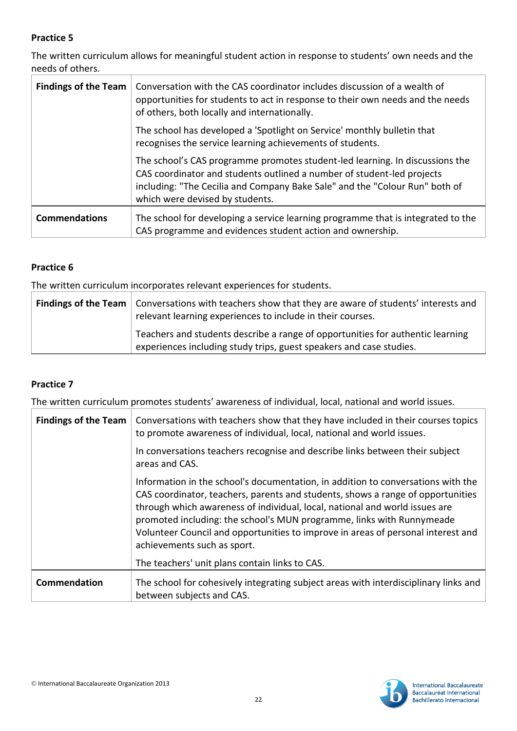**Practice 5**

The written curriculum allows for meaningful student action in response to students' own needs and the needs of others.

| | |
|---|---|
| **Findings of the Team** | Conversation with the CAS coordinator includes discussion of a wealth of opportunities for students to act in response to their own needs and the needs of others, both locally and internationally.<br><br>The school has developed a 'Spotlight on Service' monthly bulletin that recognises the service learning achievements of students.<br><br>The school's CAS programme promotes student-led learning. In discussions the CAS coordinator and students outlined a number of student-led projects including: "The Cecilia and Company Bake Sale" and the "Colour Run" both of which were devised by students. |
| **Commendations** | The school for developing a service learning programme that is integrated to the CAS programme and evidences student action and ownership. |

**Practice 6**

The written curriculum incorporates relevant experiences for students.

| | |
|---|---|
| **Findings of the Team** | Conversations with teachers show that they are aware of students' interests and relevant learning experiences to include in their courses.<br><br>Teachers and students describe a range of opportunities for authentic learning experiences including study trips, guest speakers and case studies. |

**Practice 7**

The written curriculum promotes students' awareness of individual, local, national and world issues.

| | |
|---|---|
| **Findings of the Team** | Conversations with teachers show that they have included in their courses topics to promote awareness of individual, local, national and world issues.<br><br>In conversations teachers recognise and describe links between their subject areas and CAS.<br><br>Information in the school's documentation, in addition to conversations with the CAS coordinator, teachers, parents and students, shows a range of opportunities through which awareness of individual, local, national and world issues are promoted including: the school's MUN programme, links with Runnymeade Volunteer Council and opportunities to improve in areas of personal interest and achievements such as sport.<br><br>The teachers' unit plans contain links to CAS. |
| **Commendation** | The school for cohesively integrating subject areas with interdisciplinary links and between subjects and CAS. |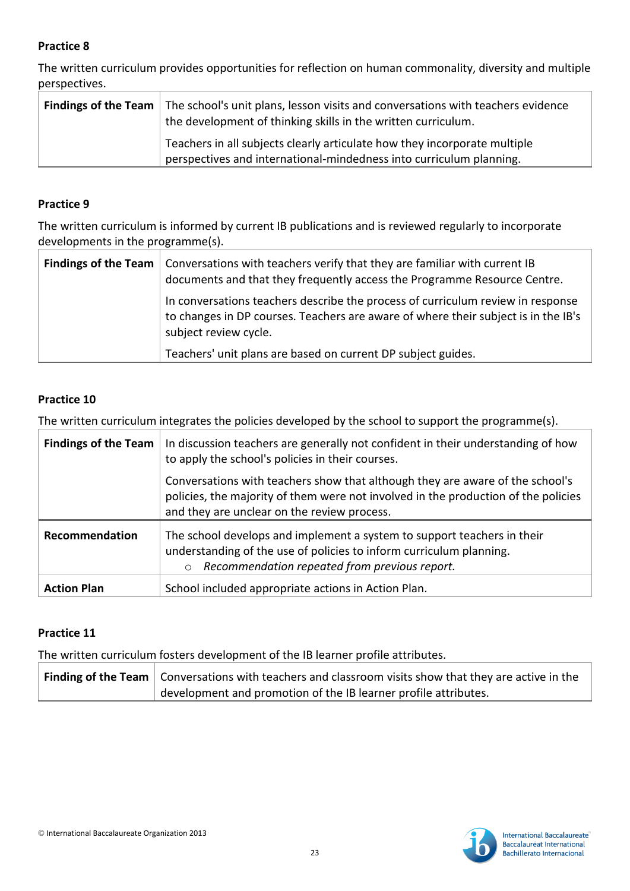**Practice 8**

The written curriculum provides opportunities for reflection on human commonality, diversity and multiple perspectives.

| | |
|---|---|
| **Findings of the Team** | The school's unit plans, lesson visits and conversations with teachers evidence the development of thinking skills in the written curriculum.<br><br>Teachers in all subjects clearly articulate how they incorporate multiple perspectives and international-mindedness into curriculum planning. |

**Practice 9**

The written curriculum is informed by current IB publications and is reviewed regularly to incorporate developments in the programme(s).

| | |
|---|---|
| **Findings of the Team** | Conversations with teachers verify that they are familiar with current IB documents and that they frequently access the Programme Resource Centre.<br><br>In conversations teachers describe the process of curriculum review in response to changes in DP courses. Teachers are aware of where their subject is in the IB's subject review cycle.<br><br>Teachers' unit plans are based on current DP subject guides. |

**Practice 10**

The written curriculum integrates the policies developed by the school to support the programme(s).

| | |
|---|---|
| **Findings of the Team** | In discussion teachers are generally not confident in their understanding of how to apply the school's policies in their courses.<br><br>Conversations with teachers show that although they are aware of the school's policies, the majority of them were not involved in the production of the policies and they are unclear on the review process. |
| **Recommendation** | The school develops and implement a system to support teachers in their understanding of the use of policies to inform curriculum planning.<br>○ *Recommendation repeated from previous report.* |
| **Action Plan** | School included appropriate actions in Action Plan. |

**Practice 11**

The written curriculum fosters development of the IB learner profile attributes.

| | |
|---|---|
| **Finding of the Team** | Conversations with teachers and classroom visits show that they are active in the development and promotion of the IB learner profile attributes. |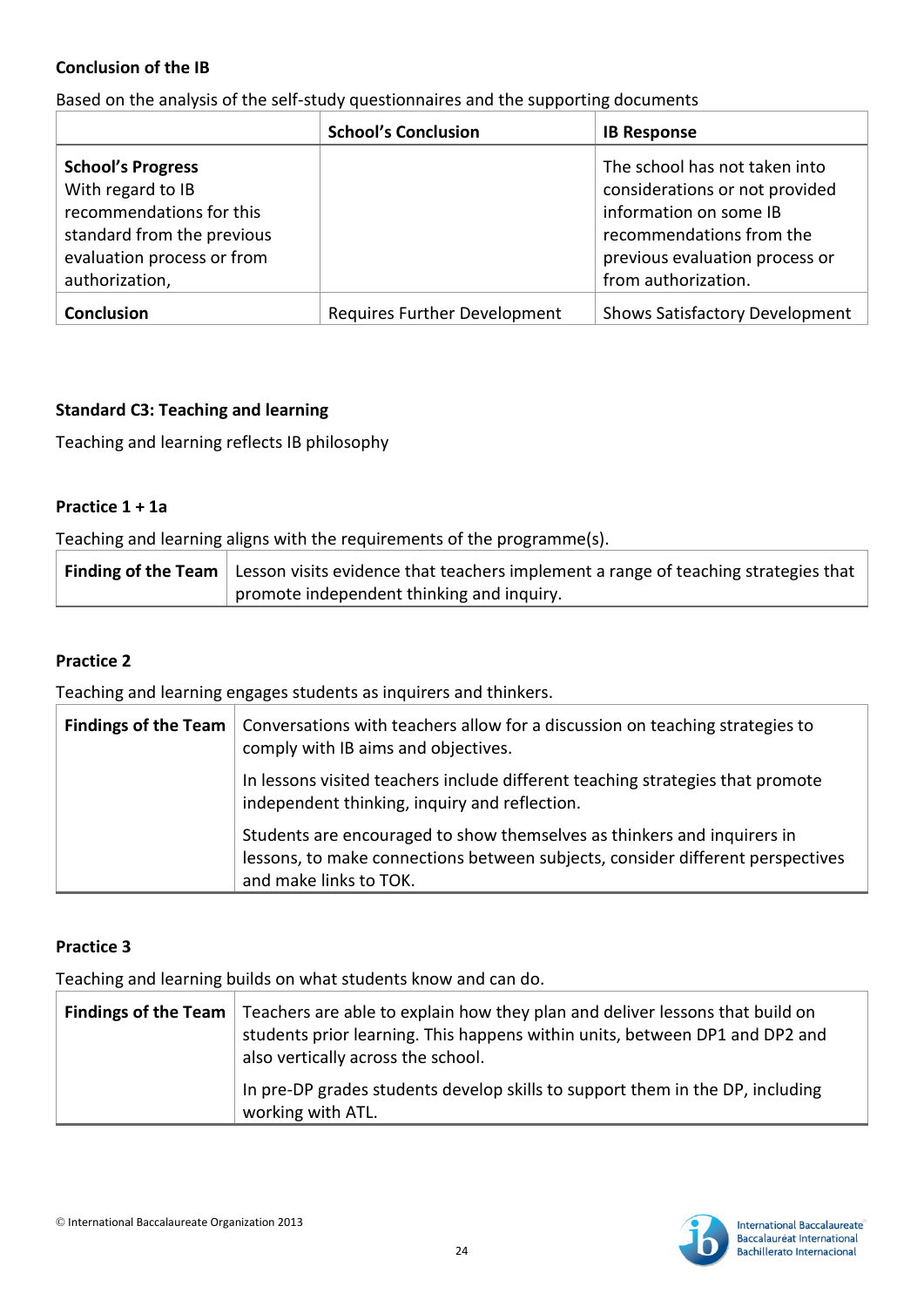**Conclusion of the IB**

Based on the analysis of the self-study questionnaires and the supporting documents

| | School's Conclusion | IB Response |
|---|---|---|
| **School's Progress** With regard to IB recommendations for this standard from the previous evaluation process or from authorization, | | The school has not taken into considerations or not provided information on some IB recommendations from the previous evaluation process or from authorization. |
| **Conclusion** | Requires Further Development | Shows Satisfactory Development |

**Standard C3: Teaching and learning**

Teaching and learning reflects IB philosophy

**Practice 1 + 1a**

Teaching and learning aligns with the requirements of the programme(s).

| | |
|---|---|
| **Finding of the Team** | Lesson visits evidence that teachers implement a range of teaching strategies that promote independent thinking and inquiry. |

**Practice 2**

Teaching and learning engages students as inquirers and thinkers.

| | |
|---|---|
| **Findings of the Team** | Conversations with teachers allow for a discussion on teaching strategies to comply with IB aims and objectives.<br><br>In lessons visited teachers include different teaching strategies that promote independent thinking, inquiry and reflection.<br><br>Students are encouraged to show themselves as thinkers and inquirers in lessons, to make connections between subjects, consider different perspectives and make links to TOK. |

**Practice 3**

Teaching and learning builds on what students know and can do.

| | |
|---|---|
| **Findings of the Team** | Teachers are able to explain how they plan and deliver lessons that build on students prior learning. This happens within units, between DP1 and DP2 and also vertically across the school.<br><br>In pre-DP grades students develop skills to support them in the DP, including working with ATL. |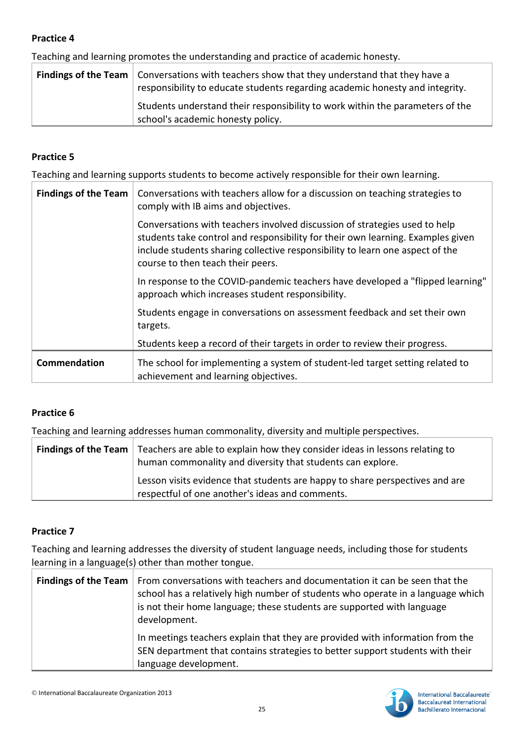**Practice 4**

Teaching and learning promotes the understanding and practice of academic honesty.

| **Findings of the Team** | Conversations with teachers show that they understand that they have a responsibility to educate students regarding academic honesty and integrity.<br><br>Students understand their responsibility to work within the parameters of the school's academic honesty policy. |
|---|---|

**Practice 5**

Teaching and learning supports students to become actively responsible for their own learning.

| **Findings of the Team** | Conversations with teachers allow for a discussion on teaching strategies to comply with IB aims and objectives.<br><br>Conversations with teachers involved discussion of strategies used to help students take control and responsibility for their own learning. Examples given include students sharing collective responsibility to learn one aspect of the course to then teach their peers.<br><br>In response to the COVID-pandemic teachers have developed a "flipped learning" approach which increases student responsibility.<br><br>Students engage in conversations on assessment feedback and set their own targets.<br><br>Students keep a record of their targets in order to review their progress. |
|---|---|
| **Commendation** | The school for implementing a system of student-led target setting related to achievement and learning objectives. |

**Practice 6**

Teaching and learning addresses human commonality, diversity and multiple perspectives.

| **Findings of the Team** | Teachers are able to explain how they consider ideas in lessons relating to human commonality and diversity that students can explore.<br><br>Lesson visits evidence that students are happy to share perspectives and are respectful of one another's ideas and comments. |
|---|---|

**Practice 7**

Teaching and learning addresses the diversity of student language needs, including those for students learning in a language(s) other than mother tongue.

| **Findings of the Team** | From conversations with teachers and documentation it can be seen that the school has a relatively high number of students who operate in a language which is not their home language; these students are supported with language development.<br><br>In meetings teachers explain that they are provided with information from the SEN department that contains strategies to better support students with their language development. |
|---|---|

© International Baccalaureate Organization 2013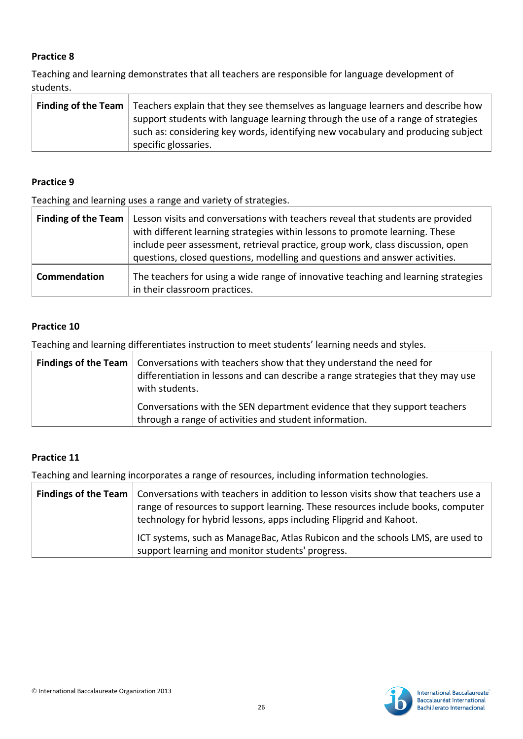**Practice 8**

Teaching and learning demonstrates that all teachers are responsible for language development of students.

| **Finding of the Team** | Teachers explain that they see themselves as language learners and describe how support students with language learning through the use of a range of strategies such as: considering key words, identifying new vocabulary and producing subject specific glossaries. |
|---|---|

**Practice 9**

Teaching and learning uses a range and variety of strategies.

| **Finding of the Team** | Lesson visits and conversations with teachers reveal that students are provided with different learning strategies within lessons to promote learning. These include peer assessment, retrieval practice, group work, class discussion, open questions, closed questions, modelling and questions and answer activities. |
|---|---|
| **Commendation** | The teachers for using a wide range of innovative teaching and learning strategies in their classroom practices. |

**Practice 10**

Teaching and learning differentiates instruction to meet students' learning needs and styles.

| **Findings of the Team** | Conversations with teachers show that they understand the need for differentiation in lessons and can describe a range strategies that they may use with students.<br><br>Conversations with the SEN department evidence that they support teachers through a range of activities and student information. |
|---|---|

**Practice 11**

Teaching and learning incorporates a range of resources, including information technologies.

| **Findings of the Team** | Conversations with teachers in addition to lesson visits show that teachers use a range of resources to support learning. These resources include books, computer technology for hybrid lessons, apps including Flipgrid and Kahoot.<br><br>ICT systems, such as ManageBac, Atlas Rubicon and the schools LMS, are used to support learning and monitor students' progress. |
|---|---|

© International Baccalaureate Organization 2013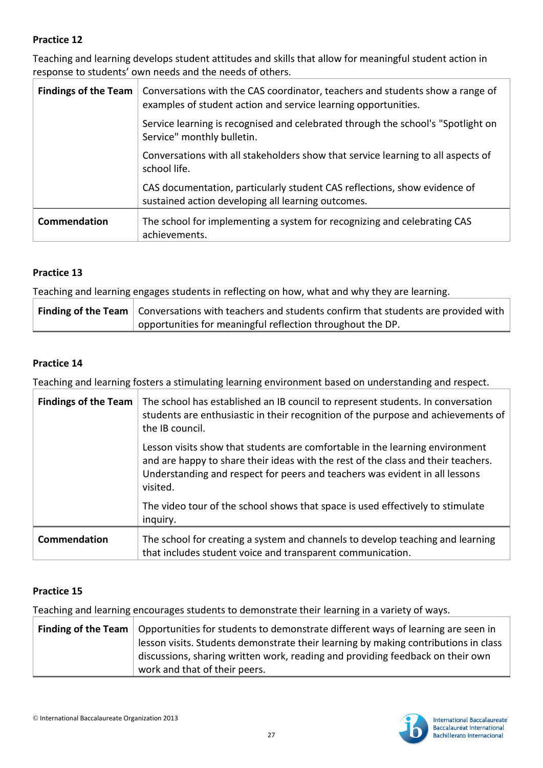**Practice 12**

Teaching and learning develops student attitudes and skills that allow for meaningful student action in response to students' own needs and the needs of others.

| | |
|---|---|
| **Findings of the Team** | Conversations with the CAS coordinator, teachers and students show a range of examples of student action and service learning opportunities.<br><br>Service learning is recognised and celebrated through the school's "Spotlight on Service" monthly bulletin.<br><br>Conversations with all stakeholders show that service learning to all aspects of school life.<br><br>CAS documentation, particularly student CAS reflections, show evidence of sustained action developing all learning outcomes. |
| **Commendation** | The school for implementing a system for recognizing and celebrating CAS achievements. |

**Practice 13**

Teaching and learning engages students in reflecting on how, what and why they are learning.

| | |
|---|---|
| **Finding of the Team** | Conversations with teachers and students confirm that students are provided with opportunities for meaningful reflection throughout the DP. |

**Practice 14**

Teaching and learning fosters a stimulating learning environment based on understanding and respect.

| | |
|---|---|
| **Findings of the Team** | The school has established an IB council to represent students. In conversation students are enthusiastic in their recognition of the purpose and achievements of the IB council.<br><br>Lesson visits show that students are comfortable in the learning environment and are happy to share their ideas with the rest of the class and their teachers. Understanding and respect for peers and teachers was evident in all lessons visited.<br><br>The video tour of the school shows that space is used effectively to stimulate inquiry. |
| **Commendation** | The school for creating a system and channels to develop teaching and learning that includes student voice and transparent communication. |

**Practice 15**

Teaching and learning encourages students to demonstrate their learning in a variety of ways.

| | |
|---|---|
| **Finding of the Team** | Opportunities for students to demonstrate different ways of learning are seen in lesson visits. Students demonstrate their learning by making contributions in class discussions, sharing written work, reading and providing feedback on their own work and that of their peers. |

© International Baccalaureate Organization 2013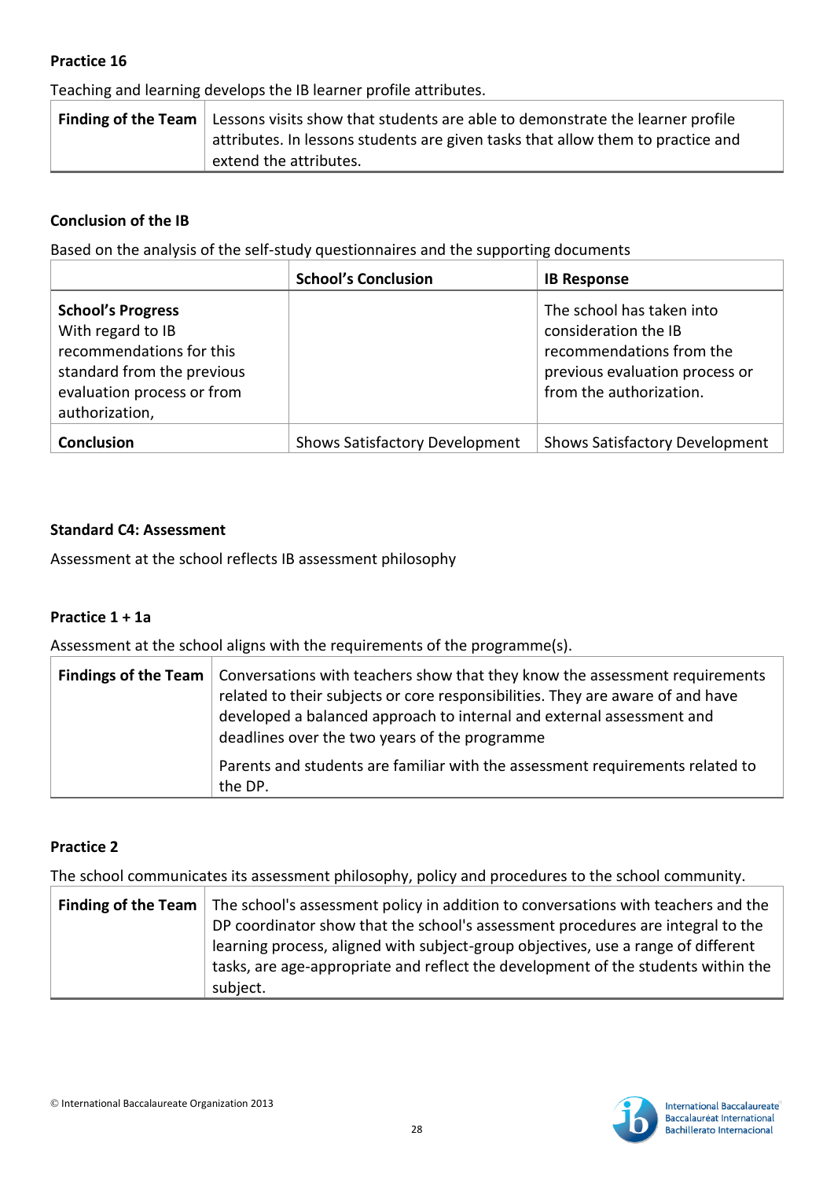**Practice 16**

Teaching and learning develops the IB learner profile attributes.

| Finding of the Team | Lessons visits show that students are able to demonstrate the learner profile attributes. In lessons students are given tasks that allow them to practice and extend the attributes. |
|---|---|

**Conclusion of the IB**

Based on the analysis of the self-study questionnaires and the supporting documents

| | School's Conclusion | IB Response |
|---|---|---|
| **School's Progress** With regard to IB recommendations for this standard from the previous evaluation process or from authorization, | | The school has taken into consideration the IB recommendations from the previous evaluation process or from the authorization. |
| **Conclusion** | Shows Satisfactory Development | Shows Satisfactory Development |

**Standard C4: Assessment**

Assessment at the school reflects IB assessment philosophy

**Practice 1 + 1a**

Assessment at the school aligns with the requirements of the programme(s).

| Findings of the Team | Conversations with teachers show that they know the assessment requirements related to their subjects or core responsibilities. They are aware of and have developed a balanced approach to internal and external assessment and deadlines over the two years of the programme |
|---|---|
| | Parents and students are familiar with the assessment requirements related to the DP. |

**Practice 2**

The school communicates its assessment philosophy, policy and procedures to the school community.

| Finding of the Team | The school's assessment policy in addition to conversations with teachers and the DP coordinator show that the school's assessment procedures are integral to the learning process, aligned with subject-group objectives, use a range of different tasks, are age-appropriate and reflect the development of the students within the subject. |
|---|---|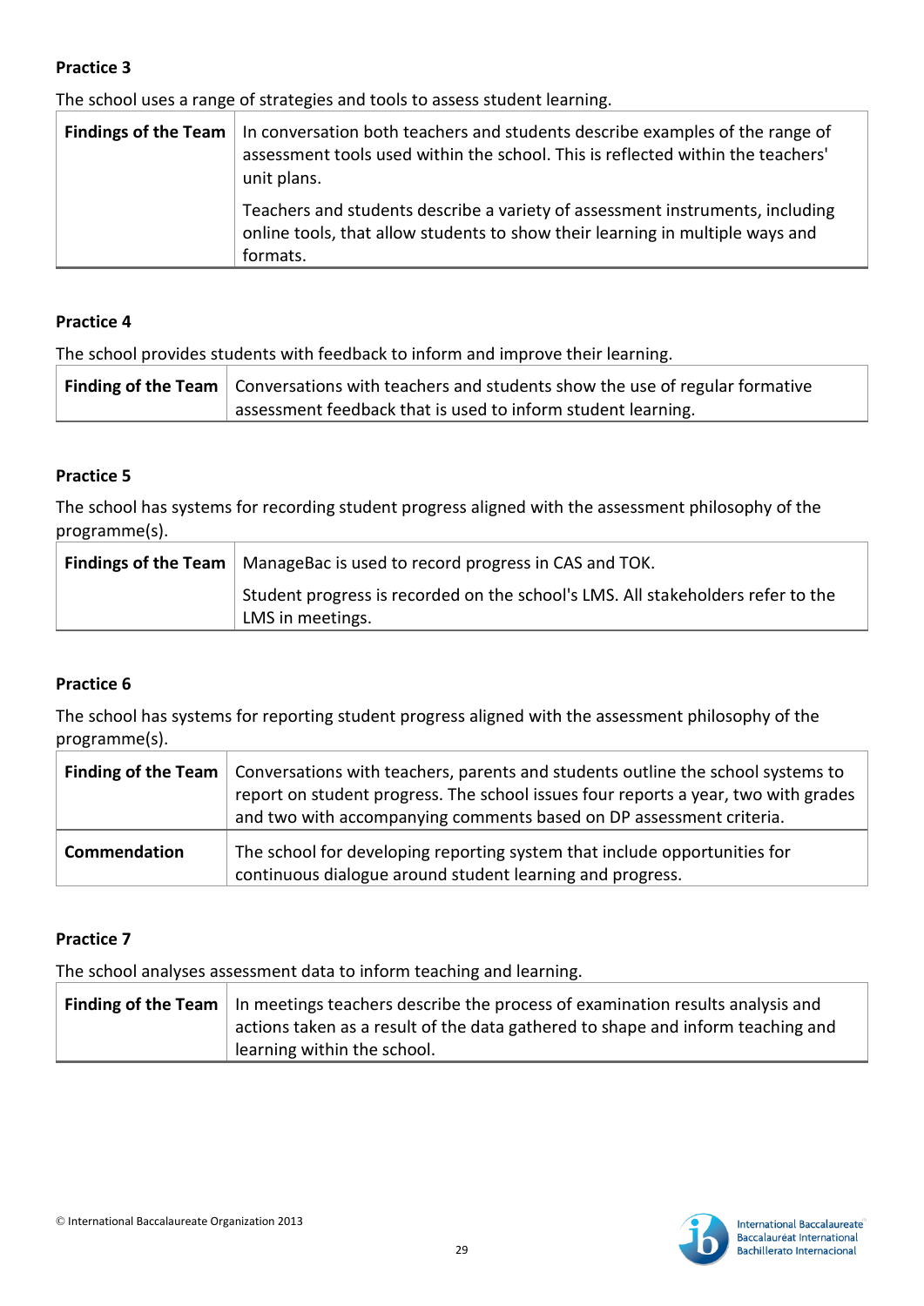**Practice 3**

The school uses a range of strategies and tools to assess student learning.

| Findings of the Team | In conversation both teachers and students describe examples of the range of assessment tools used within the school. This is reflected within the teachers' unit plans.<br><br>Teachers and students describe a variety of assessment instruments, including online tools, that allow students to show their learning in multiple ways and formats. |
|---|---|

**Practice 4**

The school provides students with feedback to inform and improve their learning.

| Finding of the Team | Conversations with teachers and students show the use of regular formative assessment feedback that is used to inform student learning. |
|---|---|

**Practice 5**

The school has systems for recording student progress aligned with the assessment philosophy of the programme(s).

| Findings of the Team | ManageBac is used to record progress in CAS and TOK.<br><br>Student progress is recorded on the school's LMS. All stakeholders refer to the LMS in meetings. |
|---|---|

**Practice 6**

The school has systems for reporting student progress aligned with the assessment philosophy of the programme(s).

| Finding of the Team | Conversations with teachers, parents and students outline the school systems to report on student progress. The school issues four reports a year, two with grades and two with accompanying comments based on DP assessment criteria. |
|---|---|
| **Commendation** | The school for developing reporting system that include opportunities for continuous dialogue around student learning and progress. |

**Practice 7**

The school analyses assessment data to inform teaching and learning.

| Finding of the Team | In meetings teachers describe the process of examination results analysis and actions taken as a result of the data gathered to shape and inform teaching and learning within the school. |
|---|---|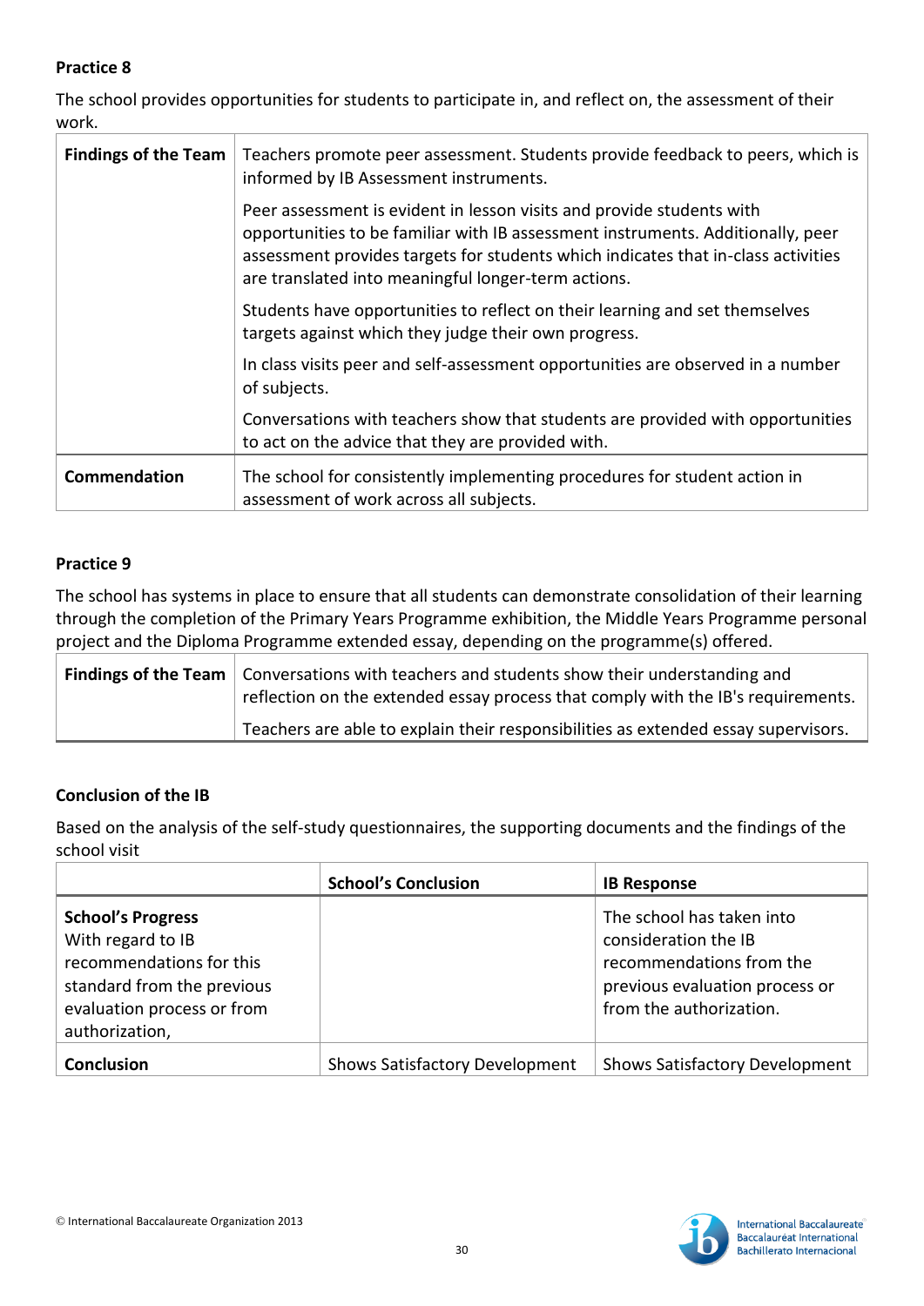### Practice 8

The school provides opportunities for students to participate in, and reflect on, the assessment of their work.

| | |
|---|---|
| **Findings of the Team** | Teachers promote peer assessment. Students provide feedback to peers, which is informed by IB Assessment instruments. |
| | Peer assessment is evident in lesson visits and provide students with opportunities to be familiar with IB assessment instruments. Additionally, peer assessment provides targets for students which indicates that in-class activities are translated into meaningful longer-term actions. |
| | Students have opportunities to reflect on their learning and set themselves targets against which they judge their own progress. |
| | In class visits peer and self-assessment opportunities are observed in a number of subjects. |
| | Conversations with teachers show that students are provided with opportunities to act on the advice that they are provided with. |
| **Commendation** | The school for consistently implementing procedures for student action in assessment of work across all subjects. |

### Practice 9

The school has systems in place to ensure that all students can demonstrate consolidation of their learning through the completion of the Primary Years Programme exhibition, the Middle Years Programme personal project and the Diploma Programme extended essay, depending on the programme(s) offered.

| | |
|---|---|
| **Findings of the Team** | Conversations with teachers and students show their understanding and reflection on the extended essay process that comply with the IB's requirements. |
| | Teachers are able to explain their responsibilities as extended essay supervisors. |

### Conclusion of the IB

Based on the analysis of the self-study questionnaires, the supporting documents and the findings of the school visit

| | **School's Conclusion** | **IB Response** |
|---|---|---|
| **School's Progress** With regard to IB recommendations for this standard from the previous evaluation process or from authorization, | | The school has taken into consideration the IB recommendations from the previous evaluation process or from the authorization. |
| **Conclusion** | Shows Satisfactory Development | Shows Satisfactory Development |

© International Baccalaureate Organization 2013